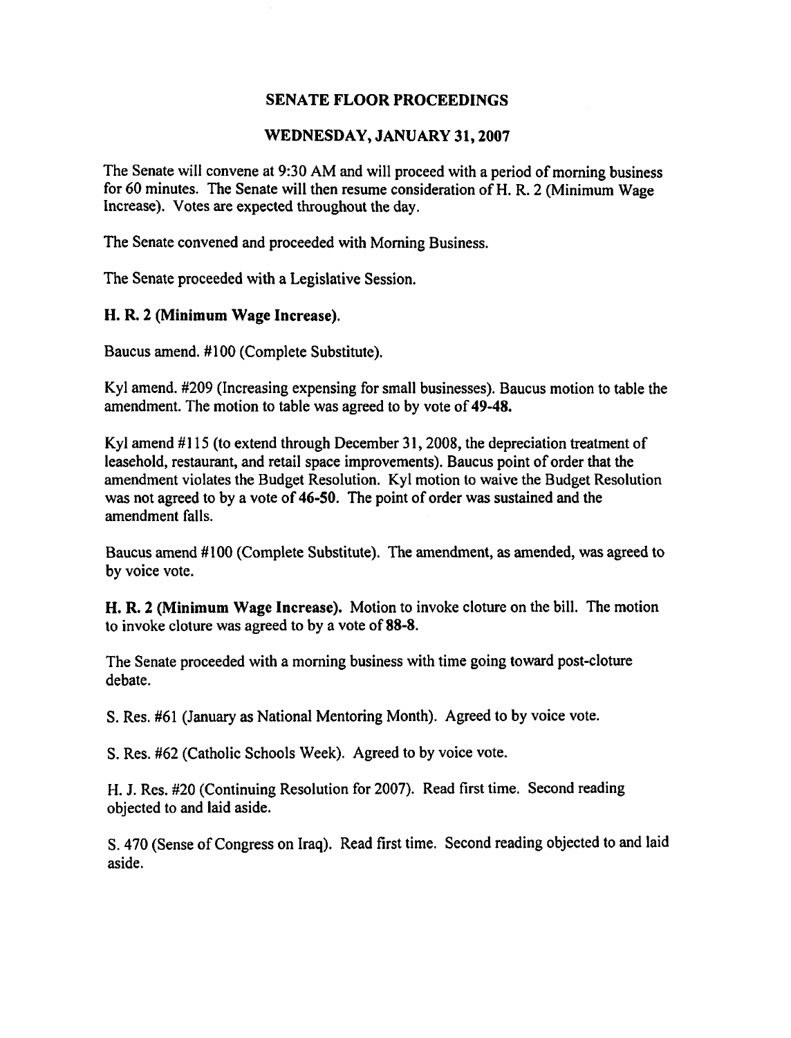## SENATE FLOOR PROCEEDINGS

## WEDNESDAY, JANUARY 31, 2007

The Senate will convene at 9:30 AM and will proceed with a period of morning business for 60 minutes. The Senate will then resume consideration of H. R. 2 (Minimum Wage Increase). Votes are expected throughout the day.

The Senate convened and proceeded with Morning Business.

The Senate proceeded with a Legislative Session.

**H. R. 2 (Minimum Wage Increase).**

Baucus amend. #100 (Complete Substitute).

Kyl amend. #209 (Increasing expensing for small businesses). Baucus motion to table the amendment. The motion to table was agreed to by vote of **49-48.**

Kyl amend #115 (to extend through December 31, 2008, the depreciation treatment of leasehold, restaurant, and retail space improvements). Baucus point of order that the amendment violates the Budget Resolution. Kyl motion to waive the Budget Resolution was not agreed to by a vote of **46-50**. The point of order was sustained and the amendment falls.

Baucus amend #100 (Complete Substitute). The amendment, as amended, was agreed to by voice vote.

**H. R. 2 (Minimum Wage Increase).** Motion to invoke cloture on the bill. The motion to invoke cloture was agreed to by a vote of **88-8**.

The Senate proceeded with a morning business with time going toward post-cloture debate.

S. Res. #61 (January as National Mentoring Month). Agreed to by voice vote.

S. Res. #62 (Catholic Schools Week). Agreed to by voice vote.

H. J. Res. #20 (Continuing Resolution for 2007). Read first time. Second reading objected to and laid aside.

S. 470 (Sense of Congress on Iraq). Read first time. Second reading objected to and laid aside.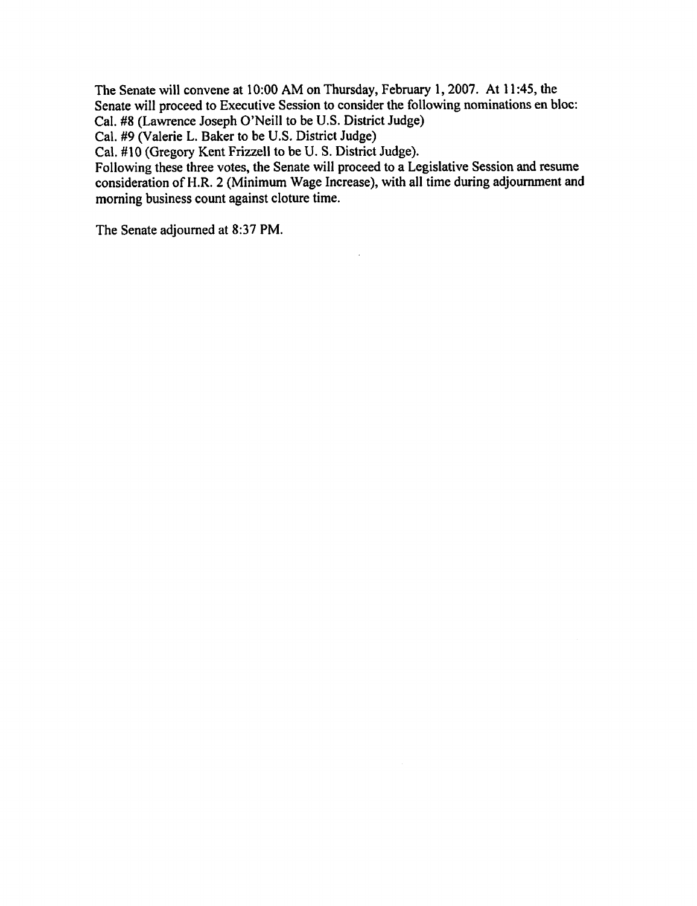The Senate will convene at 10:00 AM on Thursday, February 1, 2007. At 11:45, the Senate will proceed to Executive Session to consider the following nominations en bloc:
Cal. #8 (Lawrence Joseph O'Neill to be U.S. District Judge)
Cal. #9 (Valerie L. Baker to be U.S. District Judge)
Cal. #10 (Gregory Kent Frizzell to be U. S. District Judge).
Following these three votes, the Senate will proceed to a Legislative Session and resume consideration of H.R. 2 (Minimum Wage Increase), with all time during adjournment and morning business count against cloture time.

The Senate adjourned at 8:37 PM.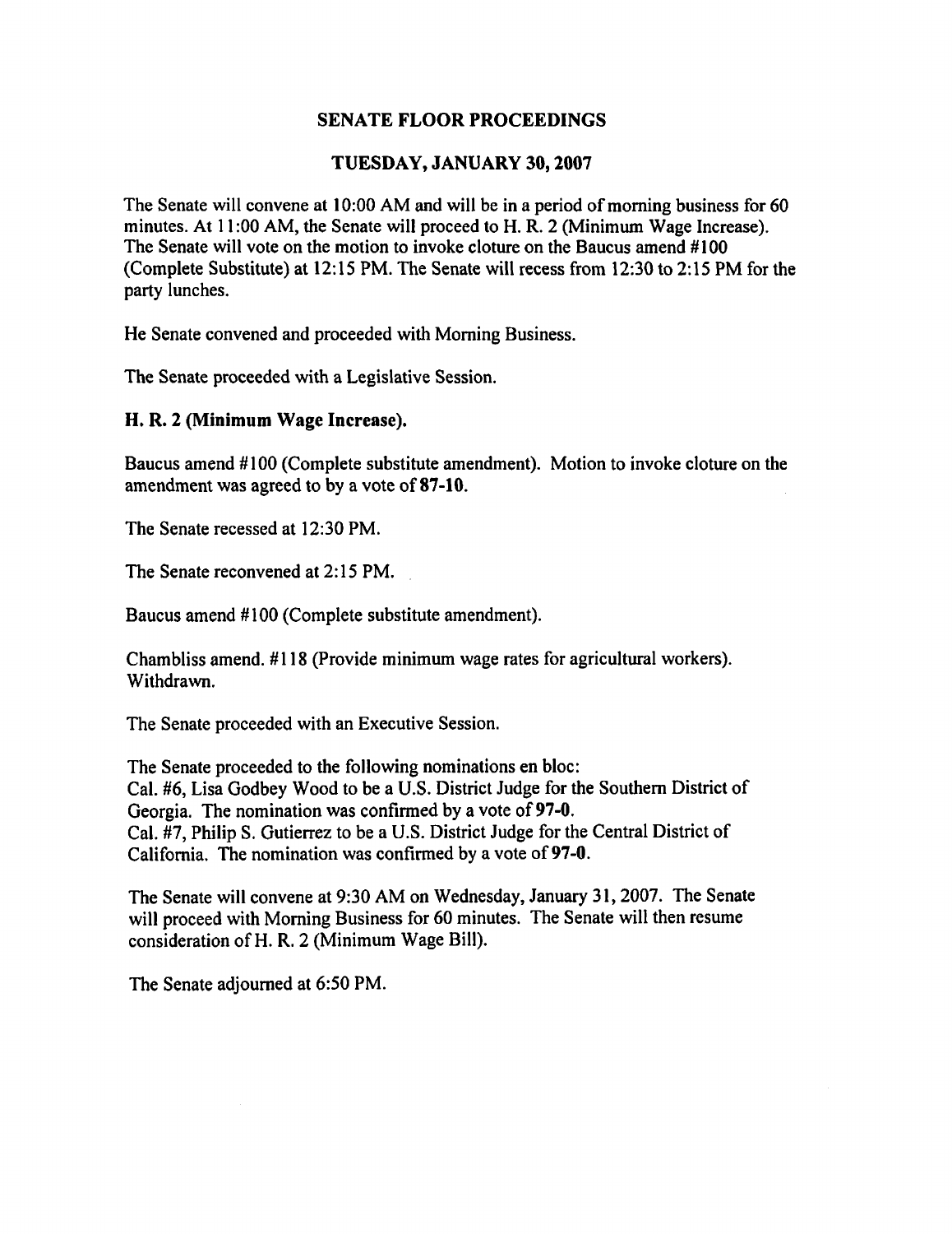## SENATE FLOOR PROCEEDINGS

## TUESDAY, JANUARY 30, 2007

The Senate will convene at 10:00 AM and will be in a period of morning business for 60 minutes. At 11:00 AM, the Senate will proceed to H. R. 2 (Minimum Wage Increase). The Senate will vote on the motion to invoke cloture on the Baucus amend #100 (Complete Substitute) at 12:15 PM. The Senate will recess from 12:30 to 2:15 PM for the party lunches.

He Senate convened and proceeded with Morning Business.

The Senate proceeded with a Legislative Session.

**H. R. 2 (Minimum Wage Increase).**

Baucus amend #100 (Complete substitute amendment). Motion to invoke cloture on the amendment was agreed to by a vote of **87-10**.

The Senate recessed at 12:30 PM.

The Senate reconvened at 2:15 PM.

Baucus amend #100 (Complete substitute amendment).

Chambliss amend. #118 (Provide minimum wage rates for agricultural workers). Withdrawn.

The Senate proceeded with an Executive Session.

The Senate proceeded to the following nominations en bloc:
Cal. #6, Lisa Godbey Wood to be a U.S. District Judge for the Southern District of Georgia. The nomination was confirmed by a vote of **97-0**.
Cal. #7, Philip S. Gutierrez to be a U.S. District Judge for the Central District of California. The nomination was confirmed by a vote of **97-0**.

The Senate will convene at 9:30 AM on Wednesday, January 31, 2007. The Senate will proceed with Morning Business for 60 minutes. The Senate will then resume consideration of H. R. 2 (Minimum Wage Bill).

The Senate adjourned at 6:50 PM.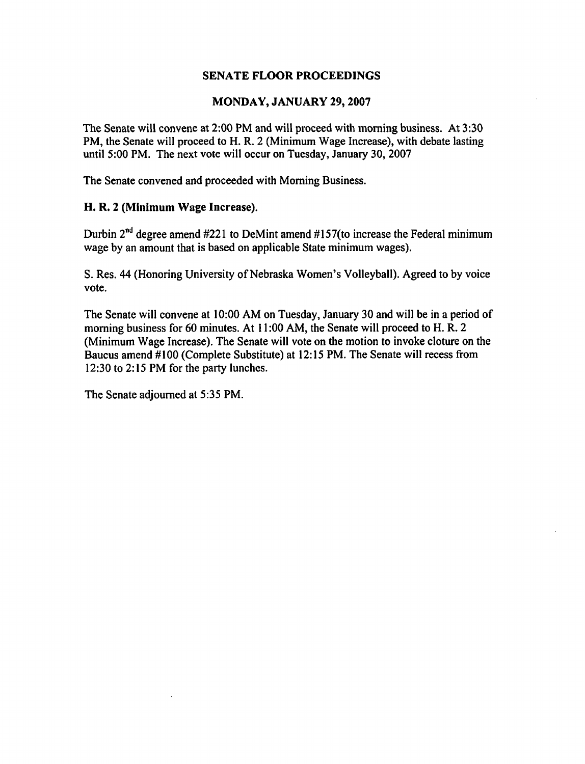## SENATE FLOOR PROCEEDINGS

## MONDAY, JANUARY 29, 2007

The Senate will convene at 2:00 PM and will proceed with morning business. At 3:30 PM, the Senate will proceed to H. R. 2 (Minimum Wage Increase), with debate lasting until 5:00 PM. The next vote will occur on Tuesday, January 30, 2007

The Senate convened and proceeded with Morning Business.

**H. R. 2 (Minimum Wage Increase).**

Durbin 2nd degree amend #221 to DeMint amend #157(to increase the Federal minimum wage by an amount that is based on applicable State minimum wages).

S. Res. 44 (Honoring University of Nebraska Women's Volleyball). Agreed to by voice vote.

The Senate will convene at 10:00 AM on Tuesday, January 30 and will be in a period of morning business for 60 minutes. At 11:00 AM, the Senate will proceed to H. R. 2 (Minimum Wage Increase). The Senate will vote on the motion to invoke cloture on the Baucus amend #100 (Complete Substitute) at 12:15 PM. The Senate will recess from 12:30 to 2:15 PM for the party lunches.

The Senate adjourned at 5:35 PM.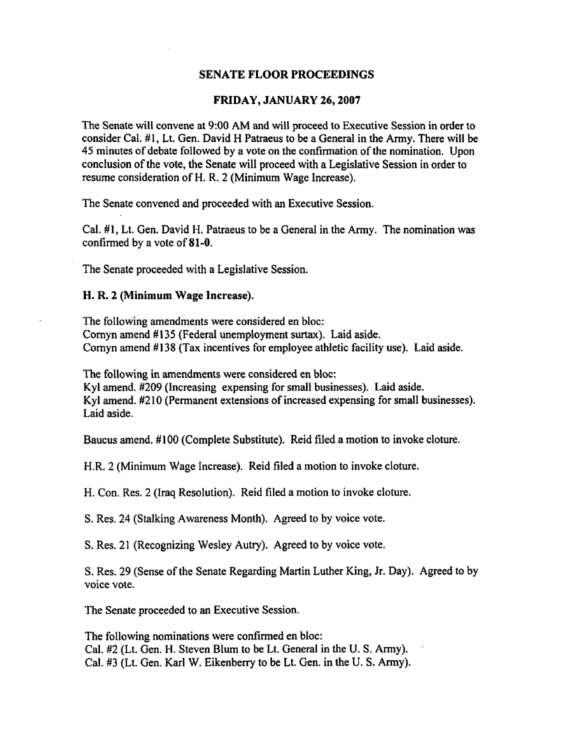# SENATE FLOOR PROCEEDINGS

## FRIDAY, JANUARY 26, 2007

The Senate will convene at 9:00 AM and will proceed to Executive Session in order to consider Cal. #1, Lt. Gen. David H Patraeus to be a General in the Army. There will be 45 minutes of debate followed by a vote on the confirmation of the nomination. Upon conclusion of the vote, the Senate will proceed with a Legislative Session in order to resume consideration of H. R. 2 (Minimum Wage Increase).

The Senate convened and proceeded with an Executive Session.

Cal. #1, Lt. Gen. David H. Patraeus to be a General in the Army. The nomination was confirmed by a vote of **81-0**.

The Senate proceeded with a Legislative Session.

**H. R. 2 (Minimum Wage Increase).**

The following amendments were considered en bloc:
Cornyn amend #135 (Federal unemployment surtax). Laid aside.
Cornyn amend #138 (Tax incentives for employee athletic facility use). Laid aside.

The following in amendments were considered en bloc:
Kyl amend. #209 (Increasing expensing for small businesses). Laid aside.
Kyl amend. #210 (Permanent extensions of increased expensing for small businesses). Laid aside.

Baucus amend. #100 (Complete Substitute). Reid filed a motion to invoke cloture.

H.R. 2 (Minimum Wage Increase). Reid filed a motion to invoke cloture.

H. Con. Res. 2 (Iraq Resolution). Reid filed a motion to invoke cloture.

S. Res. 24 (Stalking Awareness Month). Agreed to by voice vote.

S. Res. 21 (Recognizing Wesley Autry). Agreed to by voice vote.

S. Res. 29 (Sense of the Senate Regarding Martin Luther King, Jr. Day). Agreed to by voice vote.

The Senate proceeded to an Executive Session.

The following nominations were confirmed en bloc:
Cal. #2 (Lt. Gen. H. Steven Blum to be Lt. General in the U. S. Army).
Cal. #3 (Lt. Gen. Karl W. Eikenberry to be Lt. Gen. in the U. S. Army).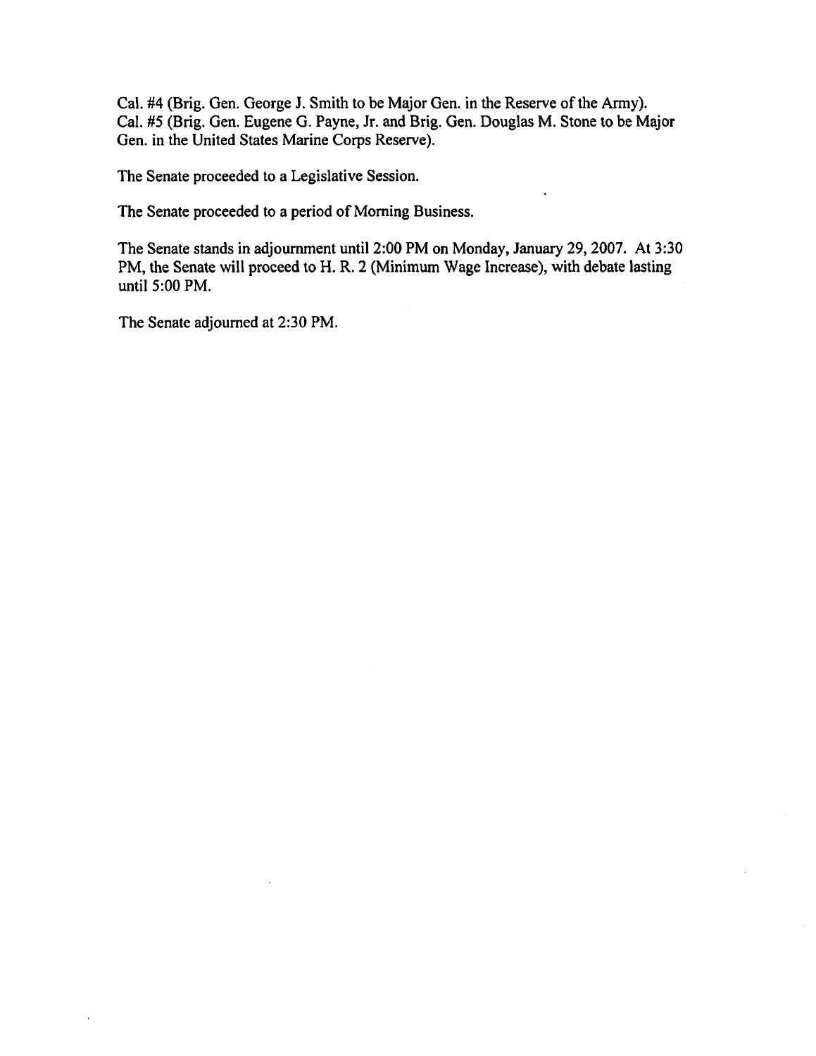Cal. #4 (Brig. Gen. George J. Smith to be Major Gen. in the Reserve of the Army).
Cal. #5 (Brig. Gen. Eugene G. Payne, Jr. and Brig. Gen. Douglas M. Stone to be Major Gen. in the United States Marine Corps Reserve).

The Senate proceeded to a Legislative Session.

The Senate proceeded to a period of Morning Business.

The Senate stands in adjournment until 2:00 PM on Monday, January 29, 2007. At 3:30 PM, the Senate will proceed to H. R. 2 (Minimum Wage Increase), with debate lasting until 5:00 PM.

The Senate adjourned at 2:30 PM.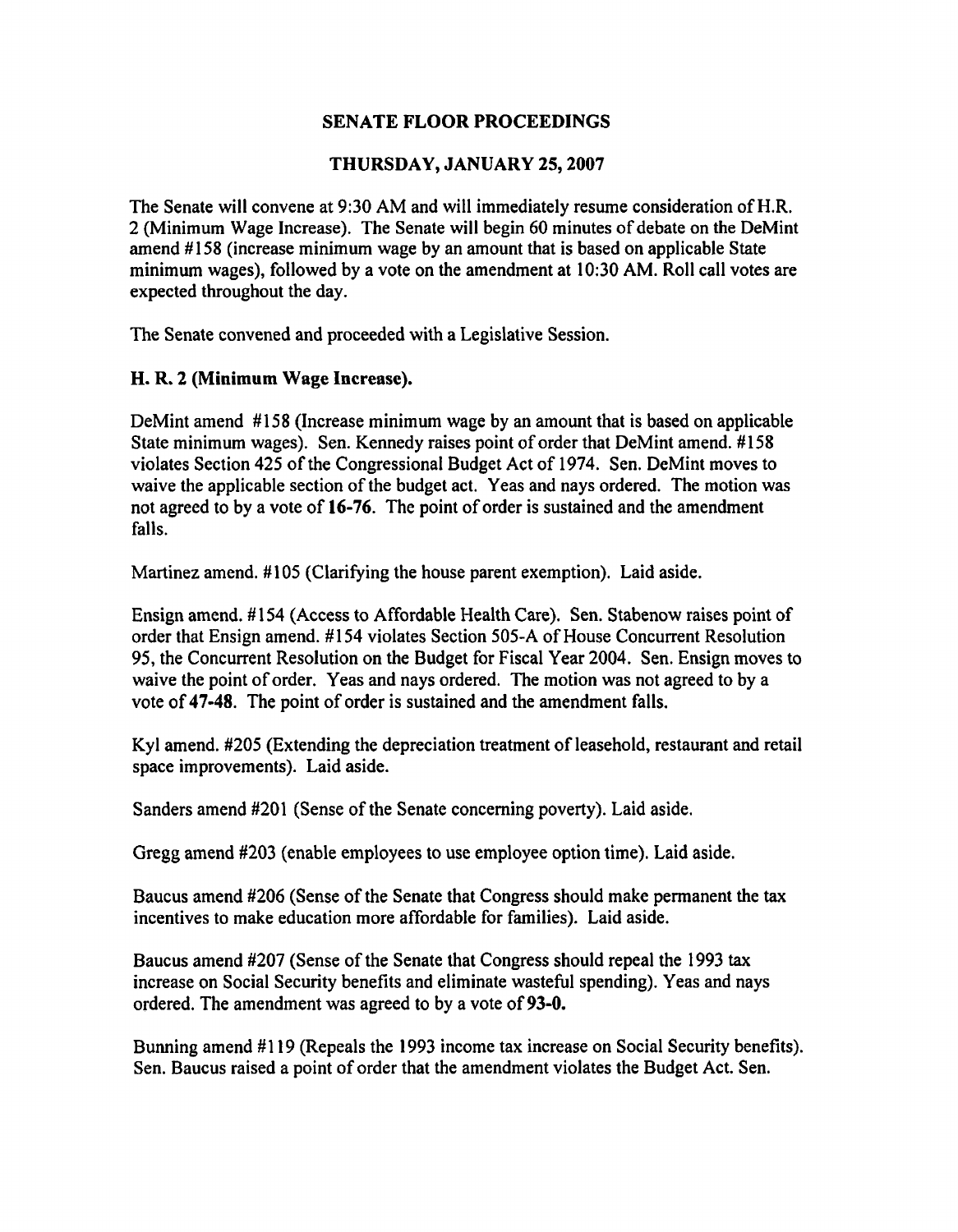## SENATE FLOOR PROCEEDINGS

## THURSDAY, JANUARY 25, 2007

The Senate will convene at 9:30 AM and will immediately resume consideration of H.R. 2 (Minimum Wage Increase). The Senate will begin 60 minutes of debate on the DeMint amend #158 (increase minimum wage by an amount that is based on applicable State minimum wages), followed by a vote on the amendment at 10:30 AM. Roll call votes are expected throughout the day.

The Senate convened and proceeded with a Legislative Session.

### H. R. 2 (Minimum Wage Increase).

DeMint amend #158 (Increase minimum wage by an amount that is based on applicable State minimum wages). Sen. Kennedy raises point of order that DeMint amend. #158 violates Section 425 of the Congressional Budget Act of 1974. Sen. DeMint moves to waive the applicable section of the budget act. Yeas and nays ordered. The motion was not agreed to by a vote of **16-76**. The point of order is sustained and the amendment falls.

Martinez amend. #105 (Clarifying the house parent exemption). Laid aside.

Ensign amend. #154 (Access to Affordable Health Care). Sen. Stabenow raises point of order that Ensign amend. #154 violates Section 505-A of House Concurrent Resolution 95, the Concurrent Resolution on the Budget for Fiscal Year 2004. Sen. Ensign moves to waive the point of order. Yeas and nays ordered. The motion was not agreed to by a vote of **47-48**. The point of order is sustained and the amendment falls.

Kyl amend. #205 (Extending the depreciation treatment of leasehold, restaurant and retail space improvements). Laid aside.

Sanders amend #201 (Sense of the Senate concerning poverty). Laid aside.

Gregg amend #203 (enable employees to use employee option time). Laid aside.

Baucus amend #206 (Sense of the Senate that Congress should make permanent the tax incentives to make education more affordable for families). Laid aside.

Baucus amend #207 (Sense of the Senate that Congress should repeal the 1993 tax increase on Social Security benefits and eliminate wasteful spending). Yeas and nays ordered. The amendment was agreed to by a vote of **93-0.**

Bunning amend #119 (Repeals the 1993 income tax increase on Social Security benefits). Sen. Baucus raised a point of order that the amendment violates the Budget Act. Sen.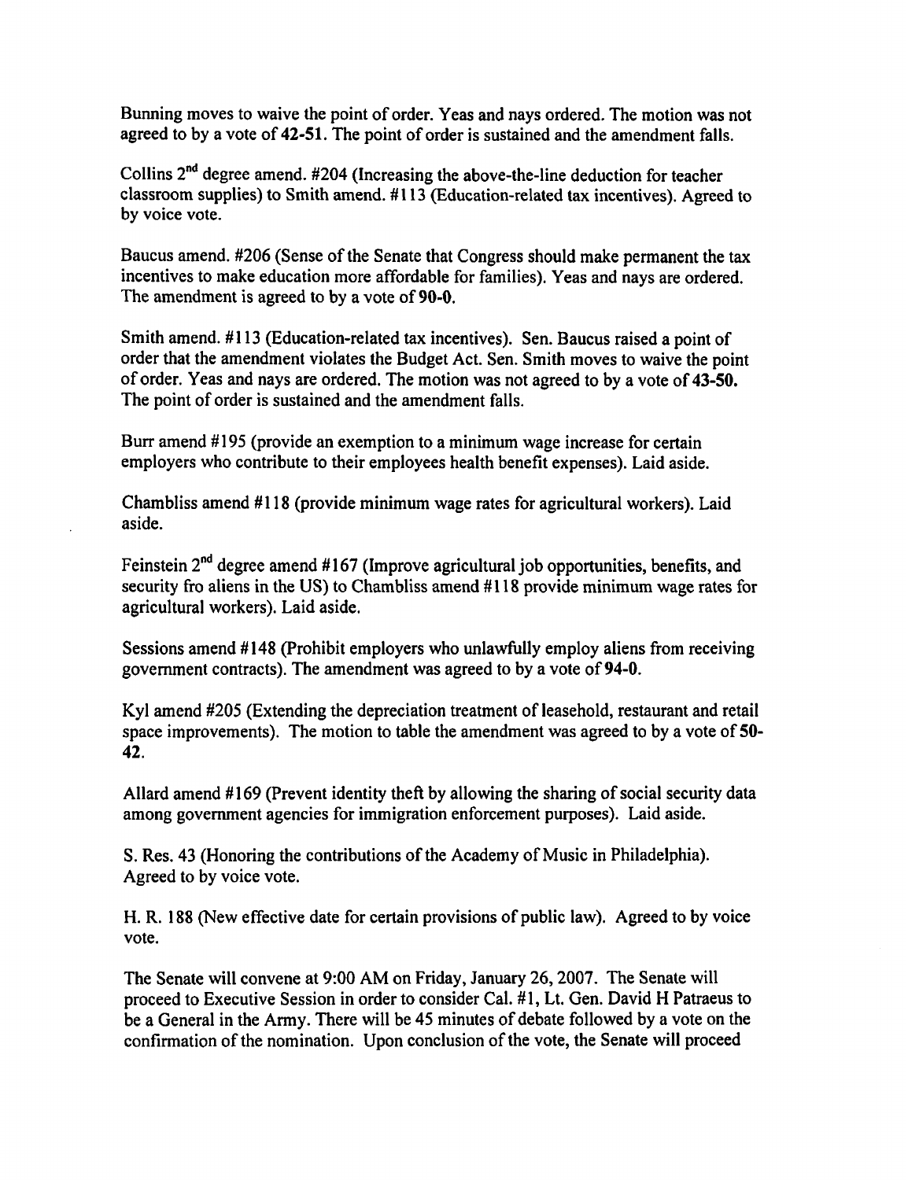Bunning moves to waive the point of order. Yeas and nays ordered. The motion was not agreed to by a vote of **42-51**. The point of order is sustained and the amendment falls.

Collins 2nd degree amend. #204 (Increasing the above-the-line deduction for teacher classroom supplies) to Smith amend. #113 (Education-related tax incentives). Agreed to by voice vote.

Baucus amend. #206 (Sense of the Senate that Congress should make permanent the tax incentives to make education more affordable for families). Yeas and nays are ordered. The amendment is agreed to by a vote of **90-0.**

Smith amend. #113 (Education-related tax incentives). Sen. Baucus raised a point of order that the amendment violates the Budget Act. Sen. Smith moves to waive the point of order. Yeas and nays are ordered. The motion was not agreed to by a vote of **43-50.** The point of order is sustained and the amendment falls.

Burr amend #195 (provide an exemption to a minimum wage increase for certain employers who contribute to their employees health benefit expenses). Laid aside.

Chambliss amend #118 (provide minimum wage rates for agricultural workers). Laid aside.

Feinstein 2nd degree amend #167 (Improve agricultural job opportunities, benefits, and security fro aliens in the US) to Chambliss amend #118 provide minimum wage rates for agricultural workers). Laid aside.

Sessions amend #148 (Prohibit employers who unlawfully employ aliens from receiving government contracts). The amendment was agreed to by a vote of **94-0.**

Kyl amend #205 (Extending the depreciation treatment of leasehold, restaurant and retail space improvements). The motion to table the amendment was agreed to by a vote of **50-42.**

Allard amend #169 (Prevent identity theft by allowing the sharing of social security data among government agencies for immigration enforcement purposes). Laid aside.

S. Res. 43 (Honoring the contributions of the Academy of Music in Philadelphia). Agreed to by voice vote.

H. R. 188 (New effective date for certain provisions of public law). Agreed to by voice vote.

The Senate will convene at 9:00 AM on Friday, January 26, 2007. The Senate will proceed to Executive Session in order to consider Cal. #1, Lt. Gen. David H Patraeus to be a General in the Army. There will be 45 minutes of debate followed by a vote on the confirmation of the nomination. Upon conclusion of the vote, the Senate will proceed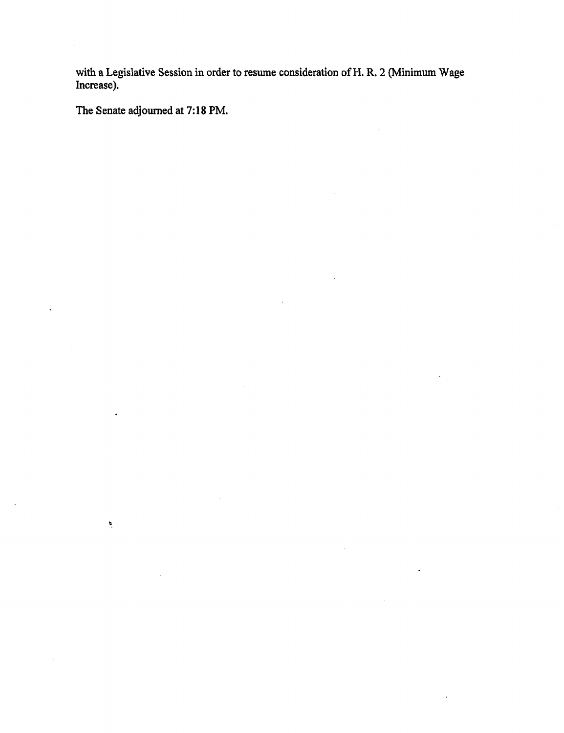with a Legislative Session in order to resume consideration of H. R. 2 (Minimum Wage Increase).

The Senate adjourned at 7:18 PM.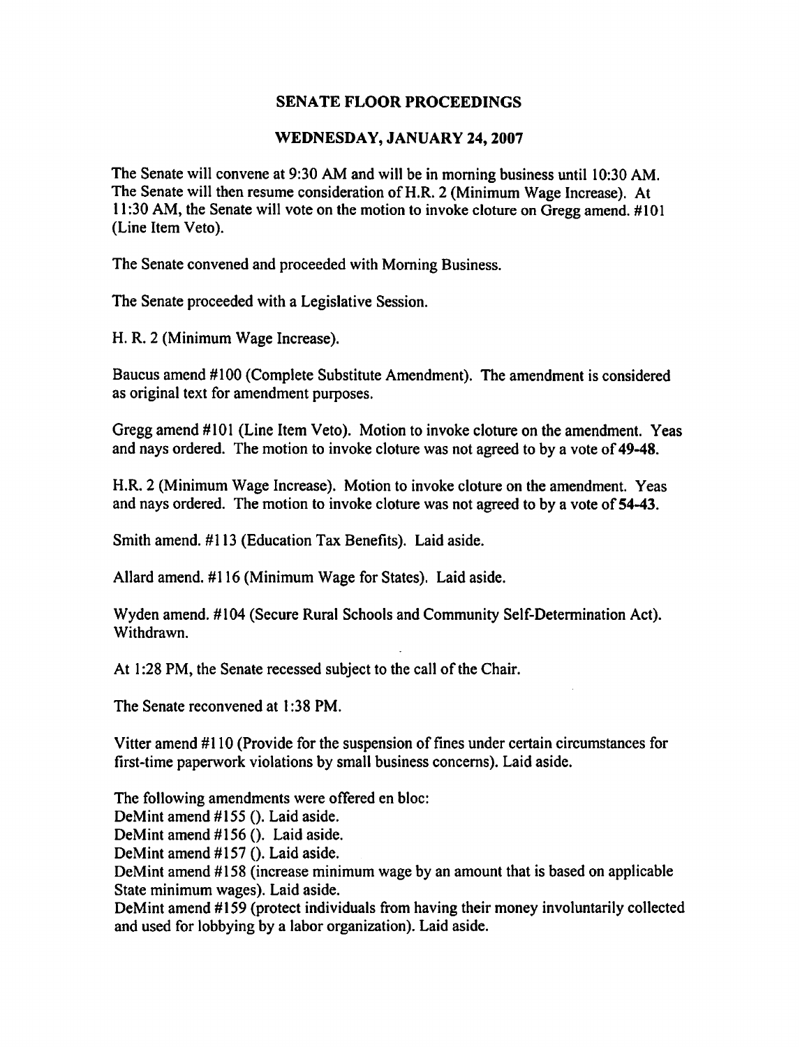## SENATE FLOOR PROCEEDINGS

## WEDNESDAY, JANUARY 24, 2007

The Senate will convene at 9:30 AM and will be in morning business until 10:30 AM. The Senate will then resume consideration of H.R. 2 (Minimum Wage Increase). At 11:30 AM, the Senate will vote on the motion to invoke cloture on Gregg amend. #101 (Line Item Veto).

The Senate convened and proceeded with Morning Business.

The Senate proceeded with a Legislative Session.

H. R. 2 (Minimum Wage Increase).

Baucus amend #100 (Complete Substitute Amendment). The amendment is considered as original text for amendment purposes.

Gregg amend #101 (Line Item Veto). Motion to invoke cloture on the amendment. Yeas and nays ordered. The motion to invoke cloture was not agreed to by a vote of **49-48**.

H.R. 2 (Minimum Wage Increase). Motion to invoke cloture on the amendment. Yeas and nays ordered. The motion to invoke cloture was not agreed to by a vote of **54-43**.

Smith amend. #113 (Education Tax Benefits). Laid aside.

Allard amend. #116 (Minimum Wage for States). Laid aside.

Wyden amend. #104 (Secure Rural Schools and Community Self-Determination Act). Withdrawn.

At 1:28 PM, the Senate recessed subject to the call of the Chair.

The Senate reconvened at 1:38 PM.

Vitter amend #110 (Provide for the suspension of fines under certain circumstances for first-time paperwork violations by small business concerns). Laid aside.

The following amendments were offered en bloc:
DeMint amend #155 (). Laid aside.
DeMint amend #156 (). Laid aside.
DeMint amend #157 (). Laid aside.
DeMint amend #158 (increase minimum wage by an amount that is based on applicable State minimum wages). Laid aside.
DeMint amend #159 (protect individuals from having their money involuntarily collected and used for lobbying by a labor organization). Laid aside.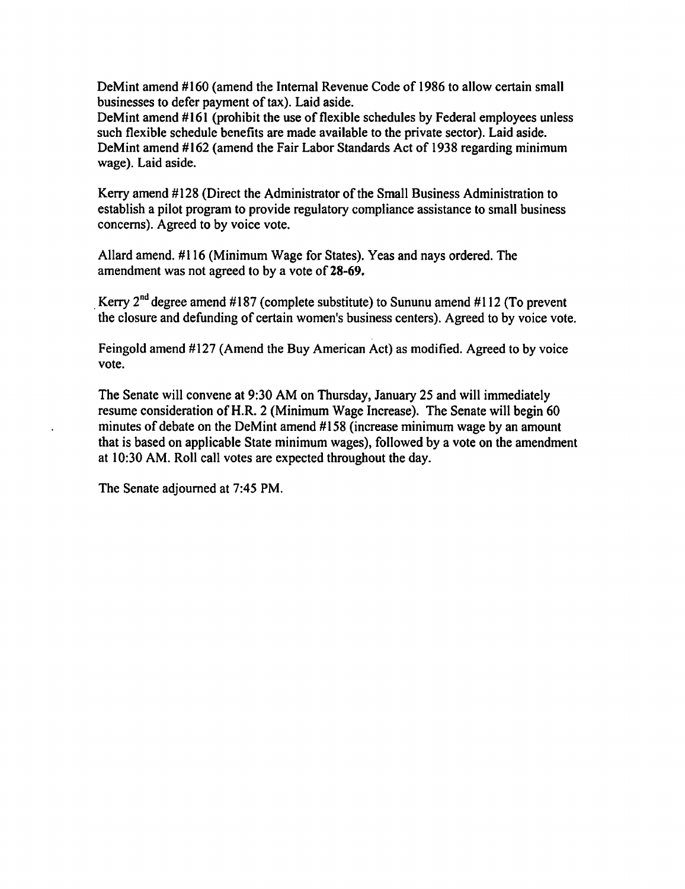DeMint amend #160 (amend the Internal Revenue Code of 1986 to allow certain small businesses to defer payment of tax). Laid aside.
DeMint amend #161 (prohibit the use of flexible schedules by Federal employees unless such flexible schedule benefits are made available to the private sector). Laid aside.
DeMint amend #162 (amend the Fair Labor Standards Act of 1938 regarding minimum wage). Laid aside.

Kerry amend #128 (Direct the Administrator of the Small Business Administration to establish a pilot program to provide regulatory compliance assistance to small business concerns). Agreed to by voice vote.

Allard amend. #116 (Minimum Wage for States). Yeas and nays ordered. The amendment was not agreed to by a vote of **28-69.**

Kerry 2nd degree amend #187 (complete substitute) to Sununu amend #112 (To prevent the closure and defunding of certain women's business centers). Agreed to by voice vote.

Feingold amend #127 (Amend the Buy American Act) as modified. Agreed to by voice vote.

The Senate will convene at 9:30 AM on Thursday, January 25 and will immediately resume consideration of H.R. 2 (Minimum Wage Increase). The Senate will begin 60 minutes of debate on the DeMint amend #158 (increase minimum wage by an amount that is based on applicable State minimum wages), followed by a vote on the amendment at 10:30 AM. Roll call votes are expected throughout the day.

The Senate adjourned at 7:45 PM.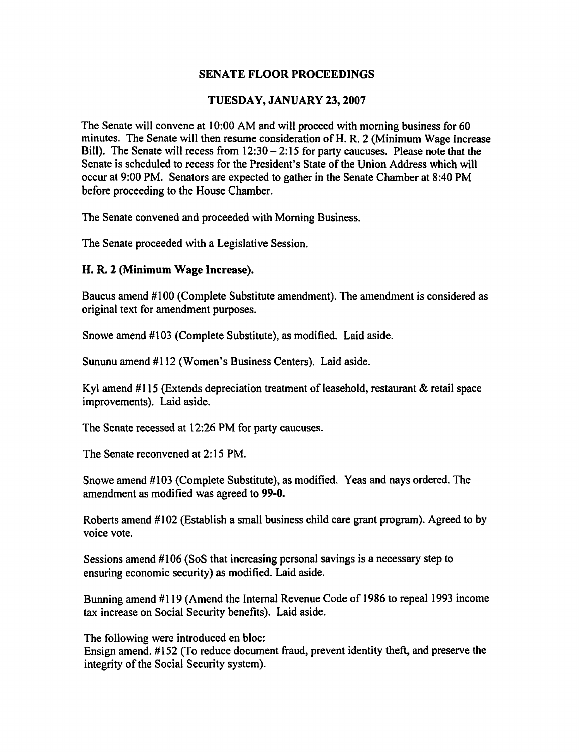## SENATE FLOOR PROCEEDINGS

## TUESDAY, JANUARY 23, 2007

The Senate will convene at 10:00 AM and will proceed with morning business for 60 minutes. The Senate will then resume consideration of H. R. 2 (Minimum Wage Increase Bill). The Senate will recess from 12:30 – 2:15 for party caucuses. Please note that the Senate is scheduled to recess for the President's State of the Union Address which will occur at 9:00 PM. Senators are expected to gather in the Senate Chamber at 8:40 PM before proceeding to the House Chamber.

The Senate convened and proceeded with Morning Business.

The Senate proceeded with a Legislative Session.

**H. R. 2 (Minimum Wage Increase).**

Baucus amend #100 (Complete Substitute amendment). The amendment is considered as original text for amendment purposes.

Snowe amend #103 (Complete Substitute), as modified. Laid aside.

Sununu amend #112 (Women's Business Centers). Laid aside.

Kyl amend #115 (Extends depreciation treatment of leasehold, restaurant & retail space improvements). Laid aside.

The Senate recessed at 12:26 PM for party caucuses.

The Senate reconvened at 2:15 PM.

Snowe amend #103 (Complete Substitute), as modified. Yeas and nays ordered. The amendment as modified was agreed to **99-0.**

Roberts amend #102 (Establish a small business child care grant program). Agreed to by voice vote.

Sessions amend #106 (SoS that increasing personal savings is a necessary step to ensuring economic security) as modified. Laid aside.

Bunning amend #119 (Amend the Internal Revenue Code of 1986 to repeal 1993 income tax increase on Social Security benefits). Laid aside.

The following were introduced en bloc:
Ensign amend. #152 (To reduce document fraud, prevent identity theft, and preserve the integrity of the Social Security system).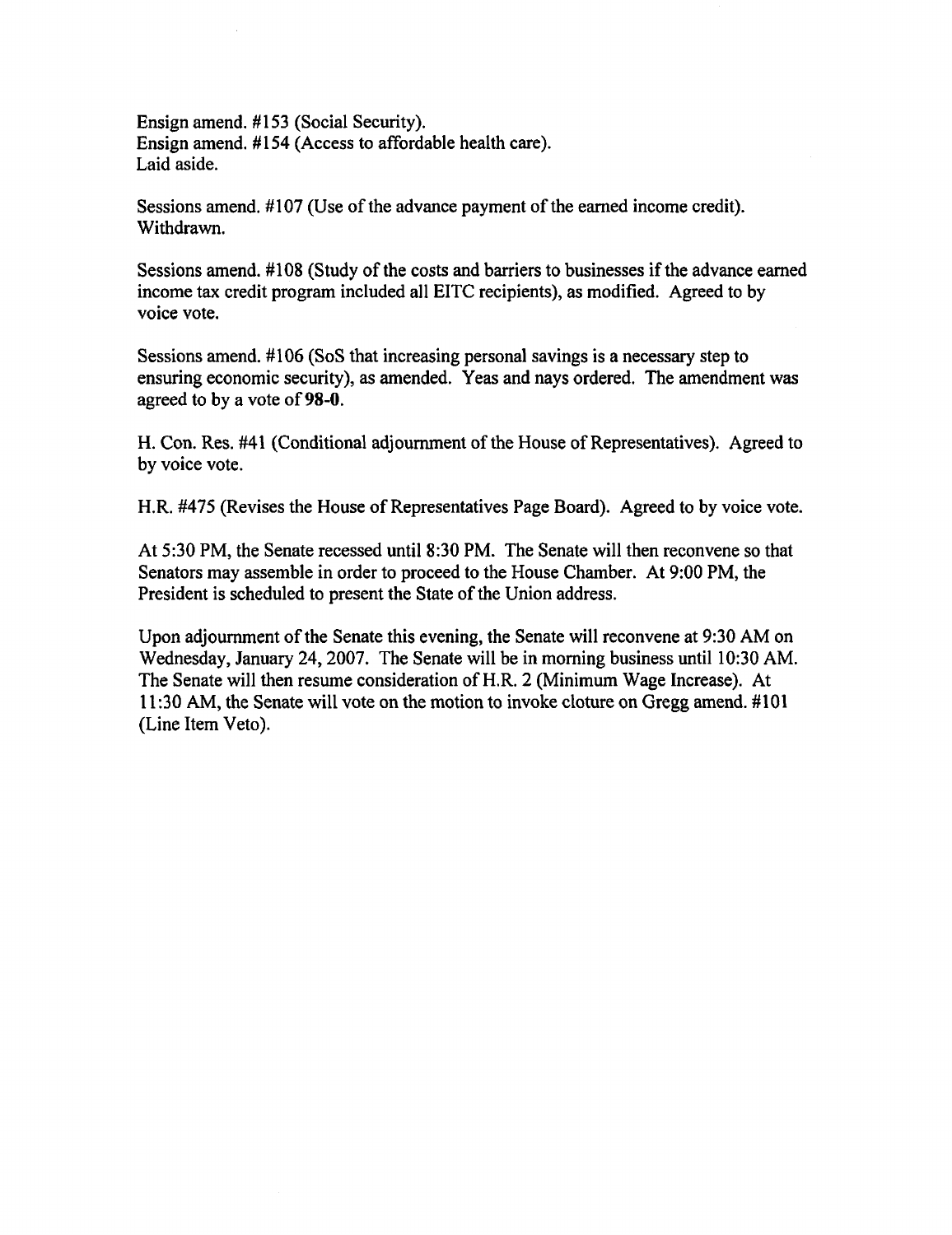Ensign amend. #153 (Social Security).
Ensign amend. #154 (Access to affordable health care).
Laid aside.

Sessions amend. #107 (Use of the advance payment of the earned income credit). Withdrawn.

Sessions amend. #108 (Study of the costs and barriers to businesses if the advance earned income tax credit program included all EITC recipients), as modified. Agreed to by voice vote.

Sessions amend. #106 (SoS that increasing personal savings is a necessary step to ensuring economic security), as amended. Yeas and nays ordered. The amendment was agreed to by a vote of **98-0**.

H. Con. Res. #41 (Conditional adjournment of the House of Representatives). Agreed to by voice vote.

H.R. #475 (Revises the House of Representatives Page Board). Agreed to by voice vote.

At 5:30 PM, the Senate recessed until 8:30 PM. The Senate will then reconvene so that Senators may assemble in order to proceed to the House Chamber. At 9:00 PM, the President is scheduled to present the State of the Union address.

Upon adjournment of the Senate this evening, the Senate will reconvene at 9:30 AM on Wednesday, January 24, 2007. The Senate will be in morning business until 10:30 AM. The Senate will then resume consideration of H.R. 2 (Minimum Wage Increase). At 11:30 AM, the Senate will vote on the motion to invoke cloture on Gregg amend. #101 (Line Item Veto).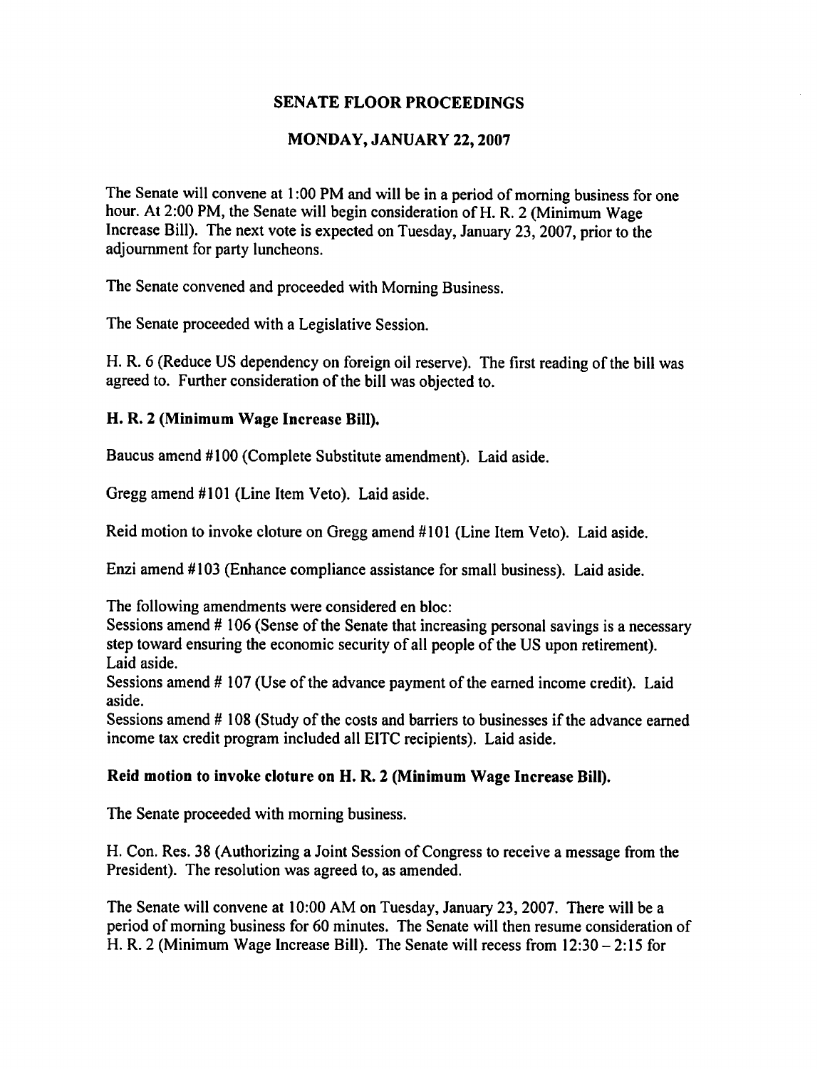## SENATE FLOOR PROCEEDINGS

## MONDAY, JANUARY 22, 2007

The Senate will convene at 1:00 PM and will be in a period of morning business for one hour. At 2:00 PM, the Senate will begin consideration of H. R. 2 (Minimum Wage Increase Bill). The next vote is expected on Tuesday, January 23, 2007, prior to the adjournment for party luncheons.

The Senate convened and proceeded with Morning Business.

The Senate proceeded with a Legislative Session.

H. R. 6 (Reduce US dependency on foreign oil reserve). The first reading of the bill was agreed to. Further consideration of the bill was objected to.

**H. R. 2 (Minimum Wage Increase Bill).**

Baucus amend #100 (Complete Substitute amendment). Laid aside.

Gregg amend #101 (Line Item Veto). Laid aside.

Reid motion to invoke cloture on Gregg amend #101 (Line Item Veto). Laid aside.

Enzi amend #103 (Enhance compliance assistance for small business). Laid aside.

The following amendments were considered en bloc:
Sessions amend # 106 (Sense of the Senate that increasing personal savings is a necessary step toward ensuring the economic security of all people of the US upon retirement). Laid aside.
Sessions amend # 107 (Use of the advance payment of the earned income credit). Laid aside.
Sessions amend # 108 (Study of the costs and barriers to businesses if the advance earned income tax credit program included all EITC recipients). Laid aside.

**Reid motion to invoke cloture on H. R. 2 (Minimum Wage Increase Bill).**

The Senate proceeded with morning business.

H. Con. Res. 38 (Authorizing a Joint Session of Congress to receive a message from the President). The resolution was agreed to, as amended.

The Senate will convene at 10:00 AM on Tuesday, January 23, 2007. There will be a period of morning business for 60 minutes. The Senate will then resume consideration of H. R. 2 (Minimum Wage Increase Bill). The Senate will recess from 12:30 – 2:15 for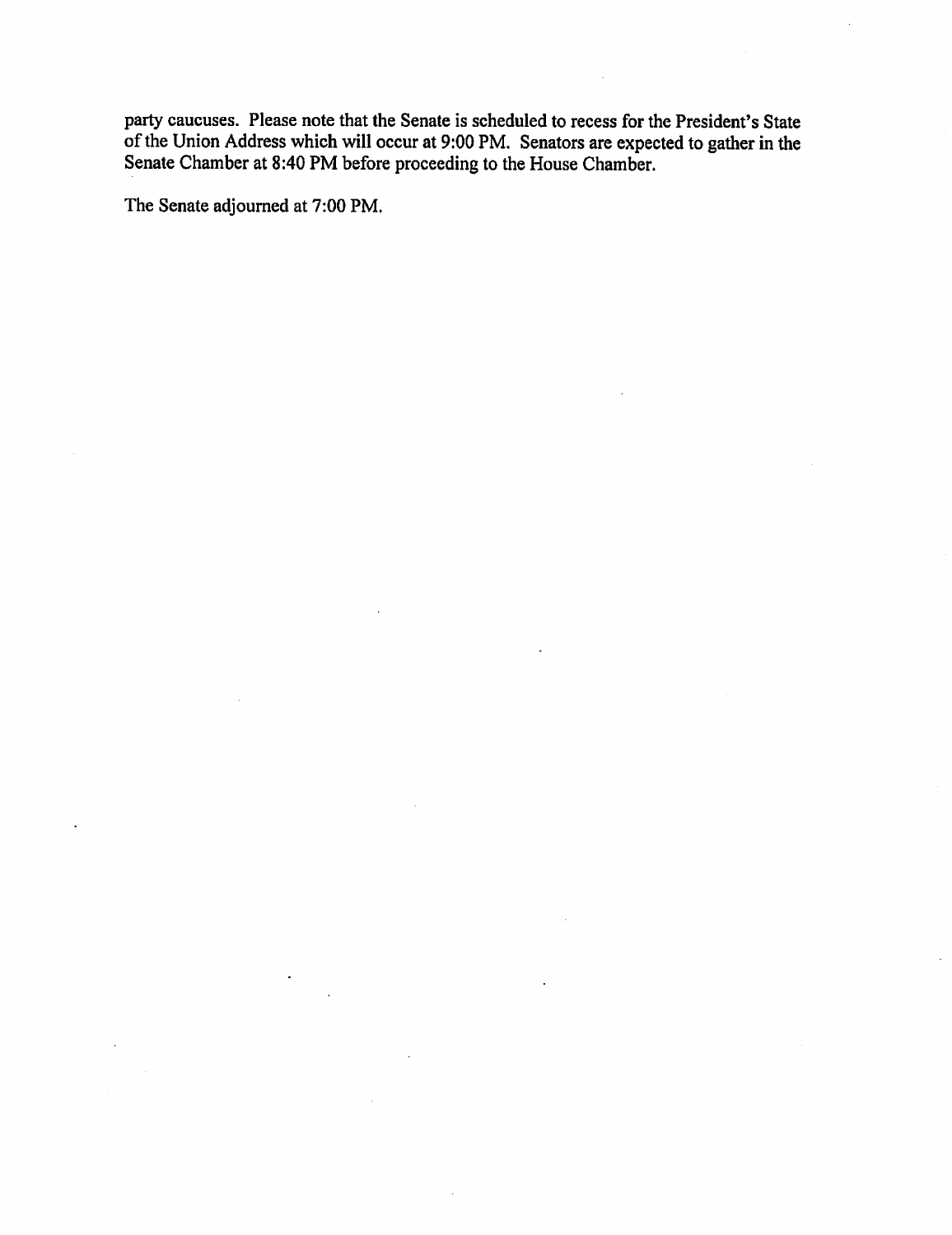party caucuses. Please note that the Senate is scheduled to recess for the President's State of the Union Address which will occur at 9:00 PM. Senators are expected to gather in the Senate Chamber at 8:40 PM before proceeding to the House Chamber.

The Senate adjourned at 7:00 PM.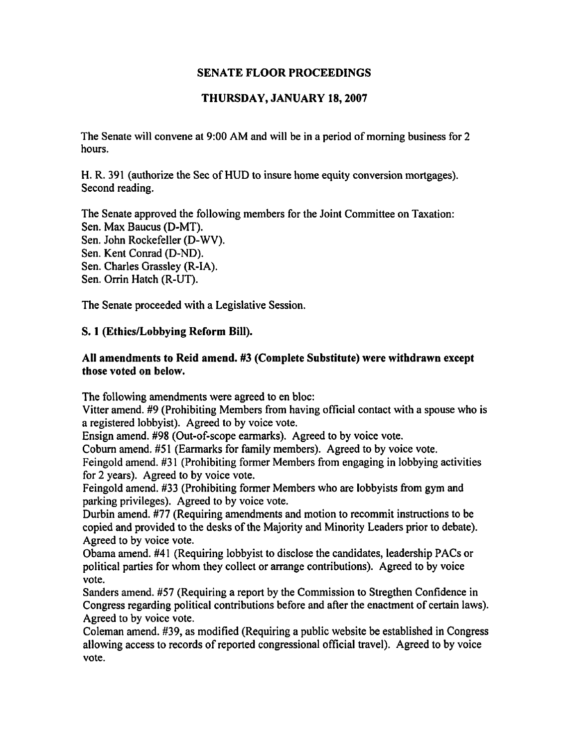# SENATE FLOOR PROCEEDINGS

## THURSDAY, JANUARY 18, 2007

The Senate will convene at 9:00 AM and will be in a period of morning business for 2 hours.

H. R. 391 (authorize the Sec of HUD to insure home equity conversion mortgages). Second reading.

The Senate approved the following members for the Joint Committee on Taxation:
Sen. Max Baucus (D-MT).
Sen. John Rockefeller (D-WV).
Sen. Kent Conrad (D-ND).
Sen. Charles Grassley (R-IA).
Sen. Orrin Hatch (R-UT).

The Senate proceeded with a Legislative Session.

**S. 1 (Ethics/Lobbying Reform Bill).**

**All amendments to Reid amend. #3 (Complete Substitute) were withdrawn except those voted on below.**

The following amendments were agreed to en bloc:
Vitter amend. #9 (Prohibiting Members from having official contact with a spouse who is a registered lobbyist). Agreed to by voice vote.
Ensign amend. #98 (Out-of-scope earmarks). Agreed to by voice vote.
Coburn amend. #51 (Earmarks for family members). Agreed to by voice vote.
Feingold amend. #31 (Prohibiting former Members from engaging in lobbying activities for 2 years). Agreed to by voice vote.
Feingold amend. #33 (Prohibiting former Members who are lobbyists from gym and parking privileges). Agreed to by voice vote.
Durbin amend. #77 (Requiring amendments and motion to recommit instructions to be copied and provided to the desks of the Majority and Minority Leaders prior to debate). Agreed to by voice vote.
Obama amend. #41 (Requiring lobbyist to disclose the candidates, leadership PACs or political parties for whom they collect or arrange contributions). Agreed to by voice vote.
Sanders amend. #57 (Requiring a report by the Commission to Stregthen Confidence in Congress regarding political contributions before and after the enactment of certain laws). Agreed to by voice vote.
Coleman amend. #39, as modified (Requiring a public website be established in Congress allowing access to records of reported congressional official travel). Agreed to by voice vote.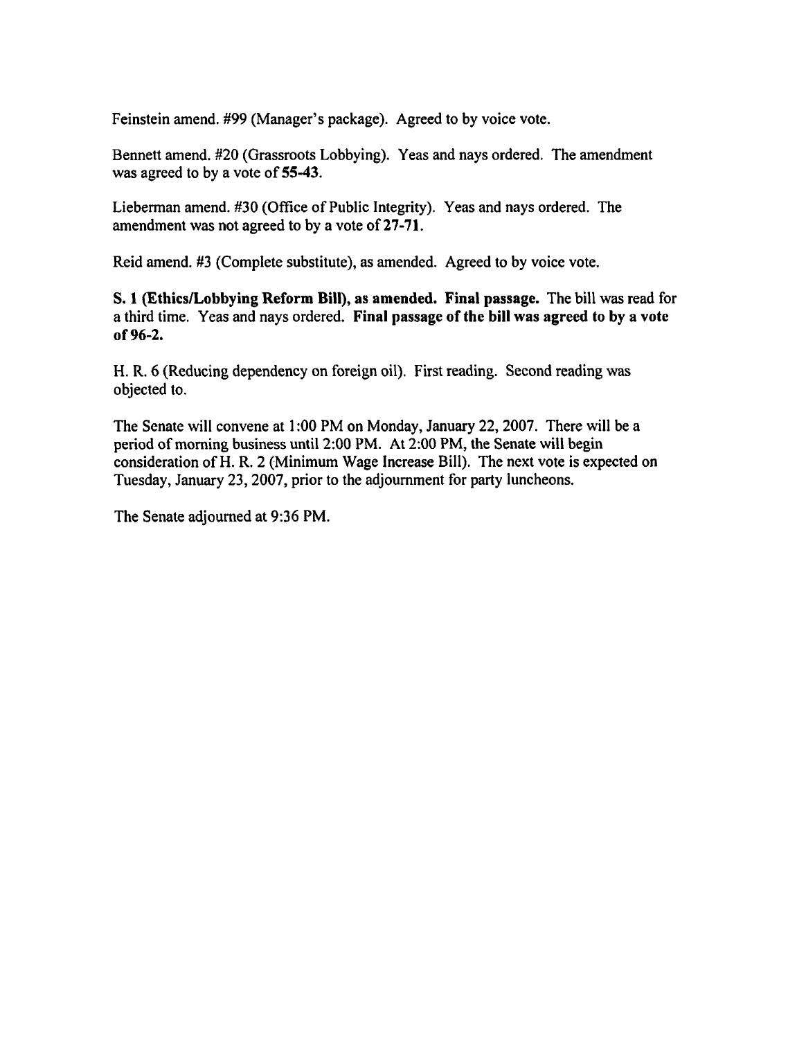Feinstein amend. #99 (Manager's package). Agreed to by voice vote.

Bennett amend. #20 (Grassroots Lobbying). Yeas and nays ordered. The amendment was agreed to by a vote of **55-43**.

Lieberman amend. #30 (Office of Public Integrity). Yeas and nays ordered. The amendment was not agreed to by a vote of **27-71**.

Reid amend. #3 (Complete substitute), as amended. Agreed to by voice vote.

**S. 1 (Ethics/Lobbying Reform Bill), as amended. Final passage.** The bill was read for a third time. Yeas and nays ordered. **Final passage of the bill was agreed to by a vote of 96-2.**

H. R. 6 (Reducing dependency on foreign oil). First reading. Second reading was objected to.

The Senate will convene at 1:00 PM on Monday, January 22, 2007. There will be a period of morning business until 2:00 PM. At 2:00 PM, the Senate will begin consideration of H. R. 2 (Minimum Wage Increase Bill). The next vote is expected on Tuesday, January 23, 2007, prior to the adjournment for party luncheons.

The Senate adjourned at 9:36 PM.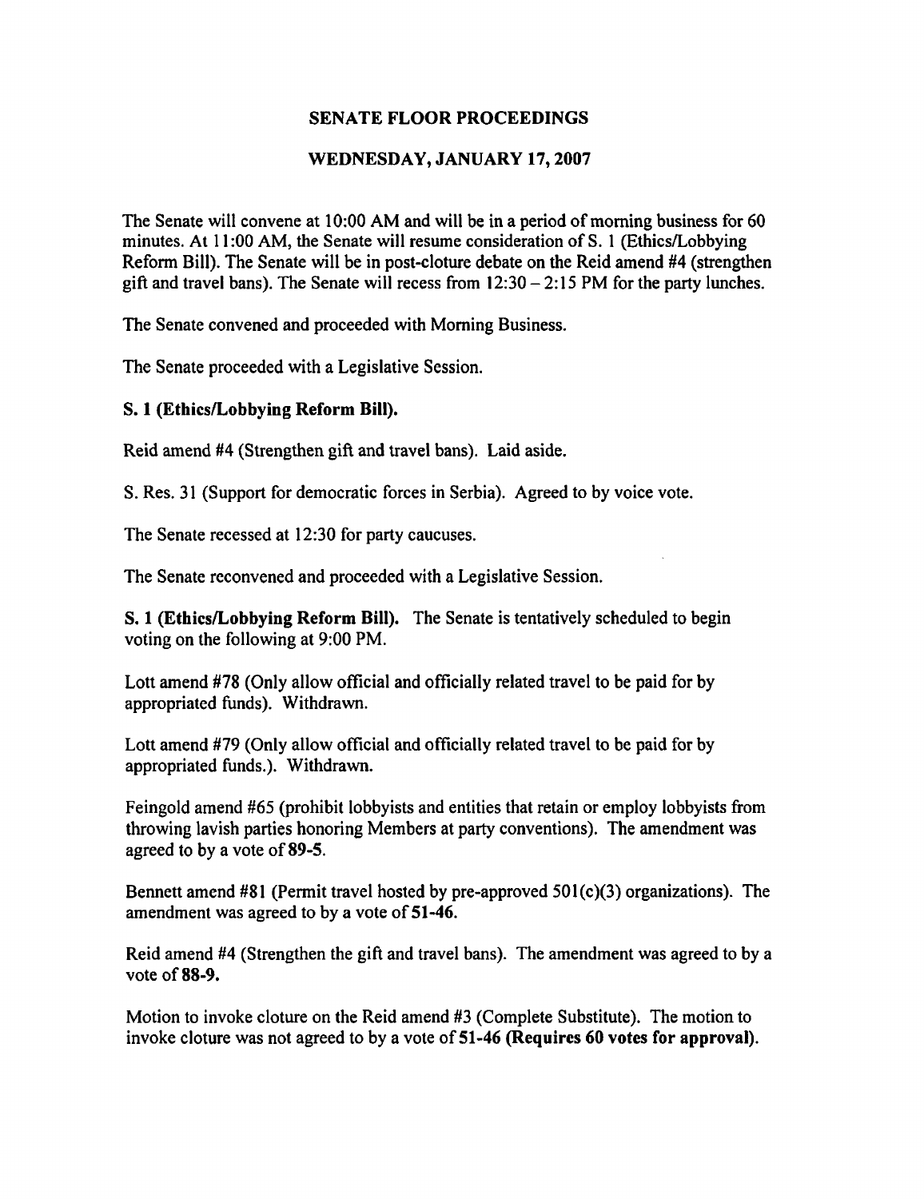## SENATE FLOOR PROCEEDINGS

## WEDNESDAY, JANUARY 17, 2007

The Senate will convene at 10:00 AM and will be in a period of morning business for 60 minutes. At 11:00 AM, the Senate will resume consideration of S. 1 (Ethics/Lobbying Reform Bill). The Senate will be in post-cloture debate on the Reid amend #4 (strengthen gift and travel bans). The Senate will recess from 12:30 – 2:15 PM for the party lunches.

The Senate convened and proceeded with Morning Business.

The Senate proceeded with a Legislative Session.

**S. 1 (Ethics/Lobbying Reform Bill).**

Reid amend #4 (Strengthen gift and travel bans). Laid aside.

S. Res. 31 (Support for democratic forces in Serbia). Agreed to by voice vote.

The Senate recessed at 12:30 for party caucuses.

The Senate reconvened and proceeded with a Legislative Session.

**S. 1 (Ethics/Lobbying Reform Bill).** The Senate is tentatively scheduled to begin voting on the following at 9:00 PM.

Lott amend #78 (Only allow official and officially related travel to be paid for by appropriated funds). Withdrawn.

Lott amend #79 (Only allow official and officially related travel to be paid for by appropriated funds.). Withdrawn.

Feingold amend #65 (prohibit lobbyists and entities that retain or employ lobbyists from throwing lavish parties honoring Members at party conventions). The amendment was agreed to by a vote of **89-5**.

Bennett amend #81 (Permit travel hosted by pre-approved 501(c)(3) organizations). The amendment was agreed to by a vote of **51-46.**

Reid amend #4 (Strengthen the gift and travel bans). The amendment was agreed to by a vote of **88-9.**

Motion to invoke cloture on the Reid amend #3 (Complete Substitute). The motion to invoke cloture was not agreed to by a vote of **51-46 (Requires 60 votes for approval).**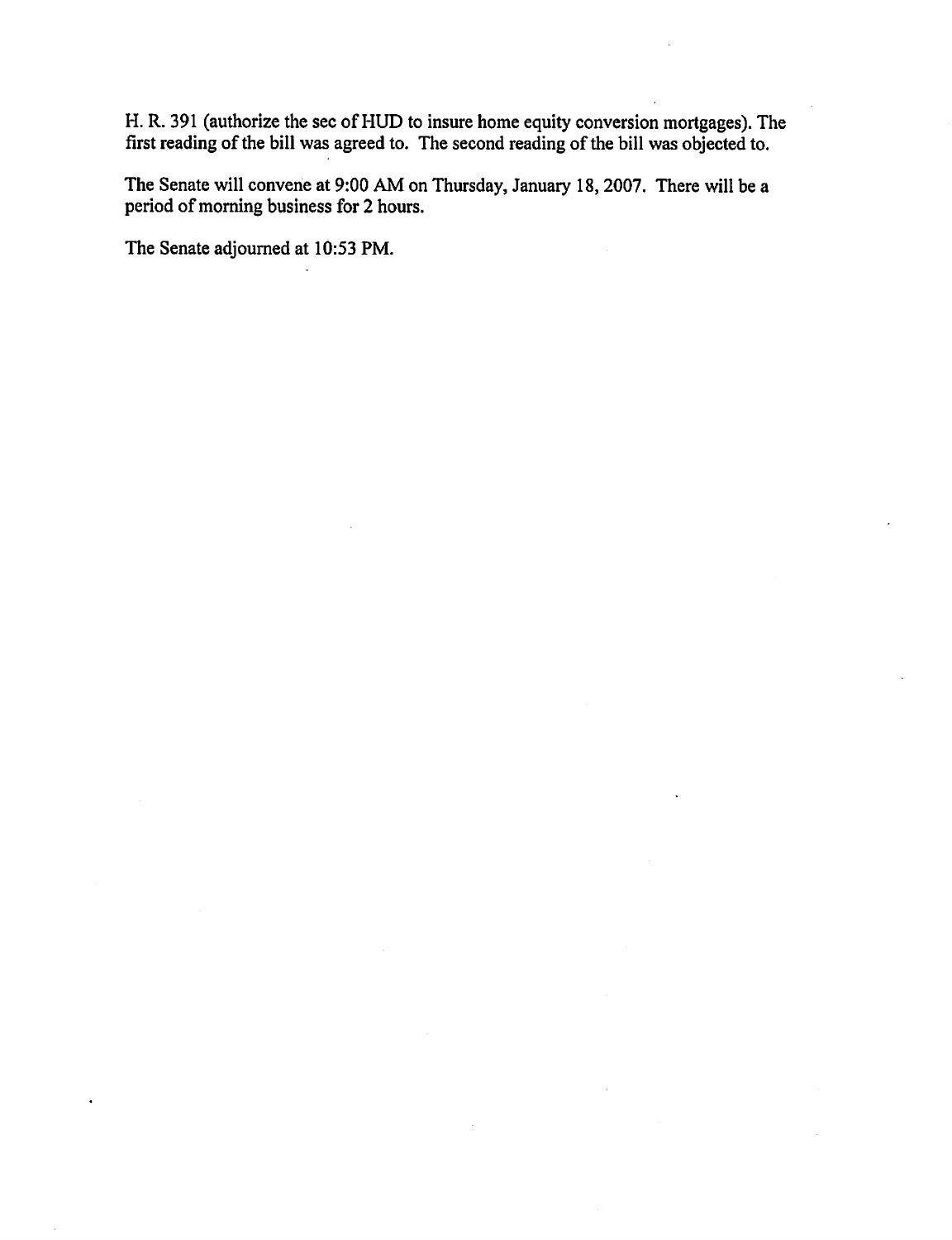H. R. 391 (authorize the sec of HUD to insure home equity conversion mortgages). The first reading of the bill was agreed to. The second reading of the bill was objected to.

The Senate will convene at 9:00 AM on Thursday, January 18, 2007. There will be a period of morning business for 2 hours.

The Senate adjourned at 10:53 PM.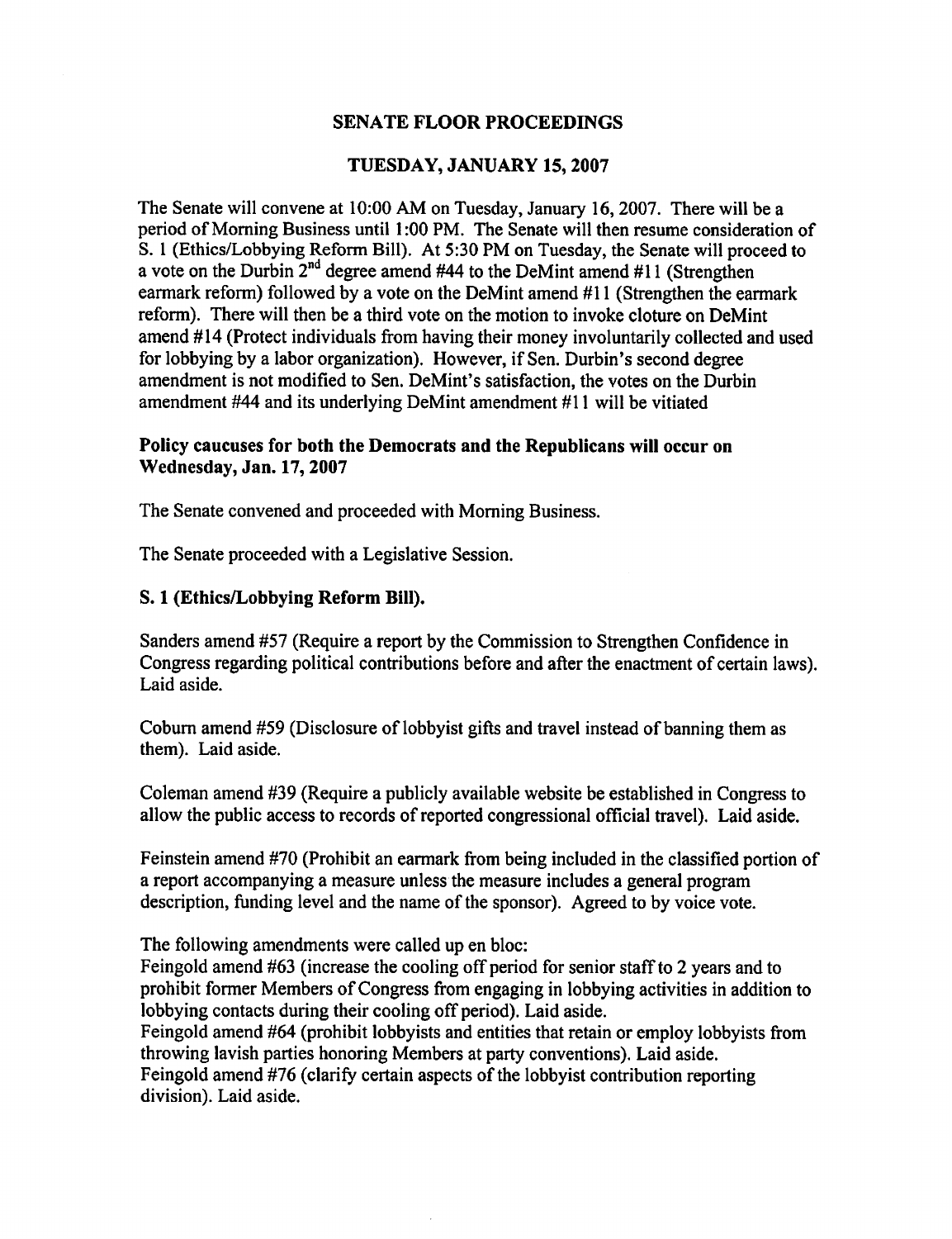## SENATE FLOOR PROCEEDINGS

## TUESDAY, JANUARY 15, 2007

The Senate will convene at 10:00 AM on Tuesday, January 16, 2007. There will be a period of Morning Business until 1:00 PM. The Senate will then resume consideration of S. 1 (Ethics/Lobbying Reform Bill). At 5:30 PM on Tuesday, the Senate will proceed to a vote on the Durbin 2nd degree amend #44 to the DeMint amend #11 (Strengthen earmark reform) followed by a vote on the DeMint amend #11 (Strengthen the earmark reform). There will then be a third vote on the motion to invoke cloture on DeMint amend #14 (Protect individuals from having their money involuntarily collected and used for lobbying by a labor organization). However, if Sen. Durbin's second degree amendment is not modified to Sen. DeMint's satisfaction, the votes on the Durbin amendment #44 and its underlying DeMint amendment #11 will be vitiated

**Policy caucuses for both the Democrats and the Republicans will occur on Wednesday, Jan. 17, 2007**

The Senate convened and proceeded with Morning Business.

The Senate proceeded with a Legislative Session.

**S. 1 (Ethics/Lobbying Reform Bill).**

Sanders amend #57 (Require a report by the Commission to Strengthen Confidence in Congress regarding political contributions before and after the enactment of certain laws). Laid aside.

Coburn amend #59 (Disclosure of lobbyist gifts and travel instead of banning them as them). Laid aside.

Coleman amend #39 (Require a publicly available website be established in Congress to allow the public access to records of reported congressional official travel). Laid aside.

Feinstein amend #70 (Prohibit an earmark from being included in the classified portion of a report accompanying a measure unless the measure includes a general program description, funding level and the name of the sponsor). Agreed to by voice vote.

The following amendments were called up en bloc:
Feingold amend #63 (increase the cooling off period for senior staff to 2 years and to prohibit former Members of Congress from engaging in lobbying activities in addition to lobbying contacts during their cooling off period). Laid aside.
Feingold amend #64 (prohibit lobbyists and entities that retain or employ lobbyists from throwing lavish parties honoring Members at party conventions). Laid aside.
Feingold amend #76 (clarify certain aspects of the lobbyist contribution reporting division). Laid aside.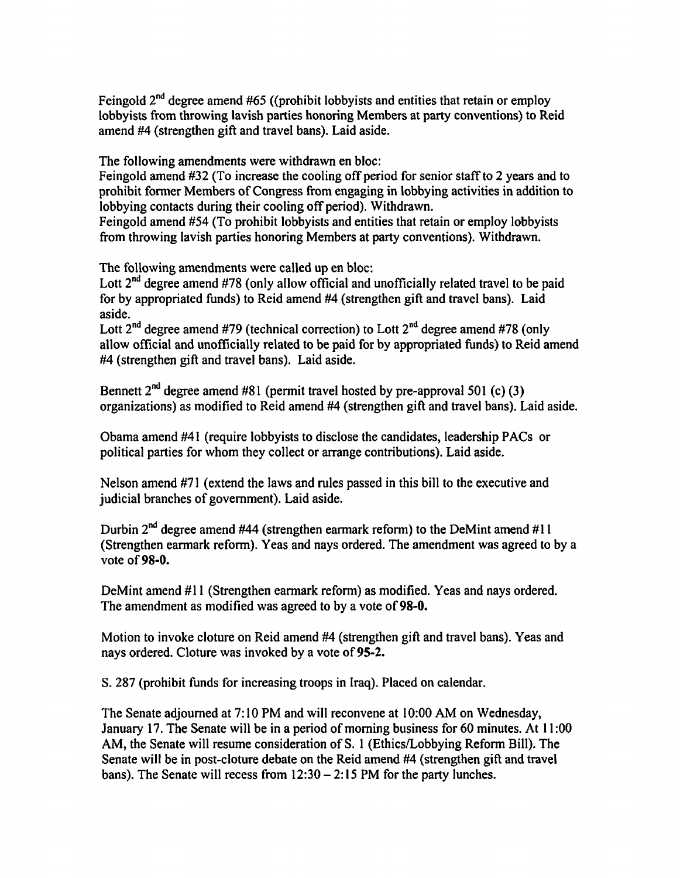Feingold 2nd degree amend #65 ((prohibit lobbyists and entities that retain or employ lobbyists from throwing lavish parties honoring Members at party conventions) to Reid amend #4 (strengthen gift and travel bans). Laid aside.

The following amendments were withdrawn en bloc:
Feingold amend #32 (To increase the cooling off period for senior staff to 2 years and to prohibit former Members of Congress from engaging in lobbying activities in addition to lobbying contacts during their cooling off period). Withdrawn.
Feingold amend #54 (To prohibit lobbyists and entities that retain or employ lobbyists from throwing lavish parties honoring Members at party conventions). Withdrawn.

The following amendments were called up en bloc:
Lott 2nd degree amend #78 (only allow official and unofficially related travel to be paid for by appropriated funds) to Reid amend #4 (strengthen gift and travel bans). Laid aside.
Lott 2nd degree amend #79 (technical correction) to Lott 2nd degree amend #78 (only allow official and unofficially related to be paid for by appropriated funds) to Reid amend #4 (strengthen gift and travel bans). Laid aside.

Bennett 2nd degree amend #81 (permit travel hosted by pre-approval 501 (c) (3) organizations) as modified to Reid amend #4 (strengthen gift and travel bans). Laid aside.

Obama amend #41 (require lobbyists to disclose the candidates, leadership PACs or political parties for whom they collect or arrange contributions). Laid aside.

Nelson amend #71 (extend the laws and rules passed in this bill to the executive and judicial branches of government). Laid aside.

Durbin 2nd degree amend #44 (strengthen earmark reform) to the DeMint amend #11 (Strengthen earmark reform). Yeas and nays ordered. The amendment was agreed to by a vote of **98-0.**

DeMint amend #11 (Strengthen earmark reform) as modified. Yeas and nays ordered. The amendment as modified was agreed to by a vote of **98-0.**

Motion to invoke cloture on Reid amend #4 (strengthen gift and travel bans). Yeas and nays ordered. Cloture was invoked by a vote of **95-2.**

S. 287 (prohibit funds for increasing troops in Iraq). Placed on calendar.

The Senate adjourned at 7:10 PM and will reconvene at 10:00 AM on Wednesday, January 17. The Senate will be in a period of morning business for 60 minutes. At 11:00 AM, the Senate will resume consideration of S. 1 (Ethics/Lobbying Reform Bill). The Senate will be in post-cloture debate on the Reid amend #4 (strengthen gift and travel bans). The Senate will recess from 12:30 – 2:15 PM for the party lunches.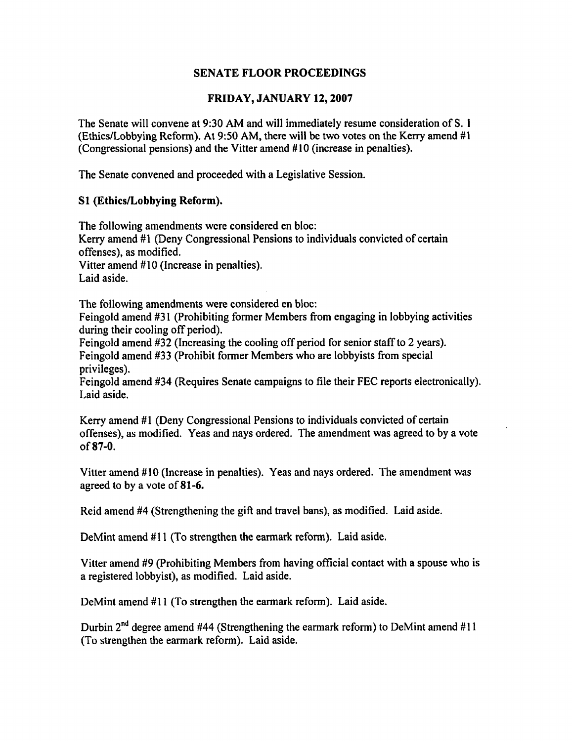## SENATE FLOOR PROCEEDINGS

## FRIDAY, JANUARY 12, 2007

The Senate will convene at 9:30 AM and will immediately resume consideration of S. 1 (Ethics/Lobbying Reform). At 9:50 AM, there will be two votes on the Kerry amend #1 (Congressional pensions) and the Vitter amend #10 (increase in penalties).

The Senate convened and proceeded with a Legislative Session.

**S1 (Ethics/Lobbying Reform).**

The following amendments were considered en bloc:
Kerry amend #1 (Deny Congressional Pensions to individuals convicted of certain offenses), as modified.
Vitter amend #10 (Increase in penalties).
Laid aside.

The following amendments were considered en bloc:
Feingold amend #31 (Prohibiting former Members from engaging in lobbying activities during their cooling off period).
Feingold amend #32 (Increasing the cooling off period for senior staff to 2 years).
Feingold amend #33 (Prohibit former Members who are lobbyists from special privileges).
Feingold amend #34 (Requires Senate campaigns to file their FEC reports electronically).
Laid aside.

Kerry amend #1 (Deny Congressional Pensions to individuals convicted of certain offenses), as modified. Yeas and nays ordered. The amendment was agreed to by a vote of **87-0.**

Vitter amend #10 (Increase in penalties). Yeas and nays ordered. The amendment was agreed to by a vote of **81-6.**

Reid amend #4 (Strengthening the gift and travel bans), as modified. Laid aside.

DeMint amend #11 (To strengthen the earmark reform). Laid aside.

Vitter amend #9 (Prohibiting Members from having official contact with a spouse who is a registered lobbyist), as modified. Laid aside.

DeMint amend #11 (To strengthen the earmark reform). Laid aside.

Durbin 2nd degree amend #44 (Strengthening the earmark reform) to DeMint amend #11 (To strengthen the earmark reform). Laid aside.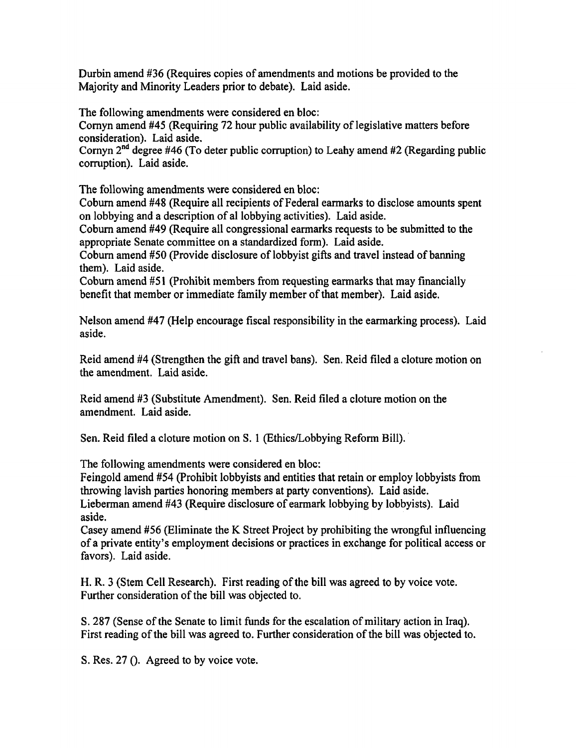Durbin amend #36 (Requires copies of amendments and motions be provided to the Majority and Minority Leaders prior to debate). Laid aside.

The following amendments were considered en bloc:
Cornyn amend #45 (Requiring 72 hour public availability of legislative matters before consideration). Laid aside.
Cornyn 2nd degree #46 (To deter public corruption) to Leahy amend #2 (Regarding public corruption). Laid aside.

The following amendments were considered en bloc:
Coburn amend #48 (Require all recipients of Federal earmarks to disclose amounts spent on lobbying and a description of al lobbying activities). Laid aside.
Coburn amend #49 (Require all congressional earmarks requests to be submitted to the appropriate Senate committee on a standardized form). Laid aside.
Coburn amend #50 (Provide disclosure of lobbyist gifts and travel instead of banning them). Laid aside.
Coburn amend #51 (Prohibit members from requesting earmarks that may financially benefit that member or immediate family member of that member). Laid aside.

Nelson amend #47 (Help encourage fiscal responsibility in the earmarking process). Laid aside.

Reid amend #4 (Strengthen the gift and travel bans). Sen. Reid filed a cloture motion on the amendment. Laid aside.

Reid amend #3 (Substitute Amendment). Sen. Reid filed a cloture motion on the amendment. Laid aside.

Sen. Reid filed a cloture motion on S. 1 (Ethics/Lobbying Reform Bill).

The following amendments were considered en bloc:
Feingold amend #54 (Prohibit lobbyists and entities that retain or employ lobbyists from throwing lavish parties honoring members at party conventions). Laid aside.
Lieberman amend #43 (Require disclosure of earmark lobbying by lobbyists). Laid aside.
Casey amend #56 (Eliminate the K Street Project by prohibiting the wrongful influencing of a private entity's employment decisions or practices in exchange for political access or favors). Laid aside.

H. R. 3 (Stem Cell Research). First reading of the bill was agreed to by voice vote. Further consideration of the bill was objected to.

S. 287 (Sense of the Senate to limit funds for the escalation of military action in Iraq). First reading of the bill was agreed to. Further consideration of the bill was objected to.

S. Res. 27 (). Agreed to by voice vote.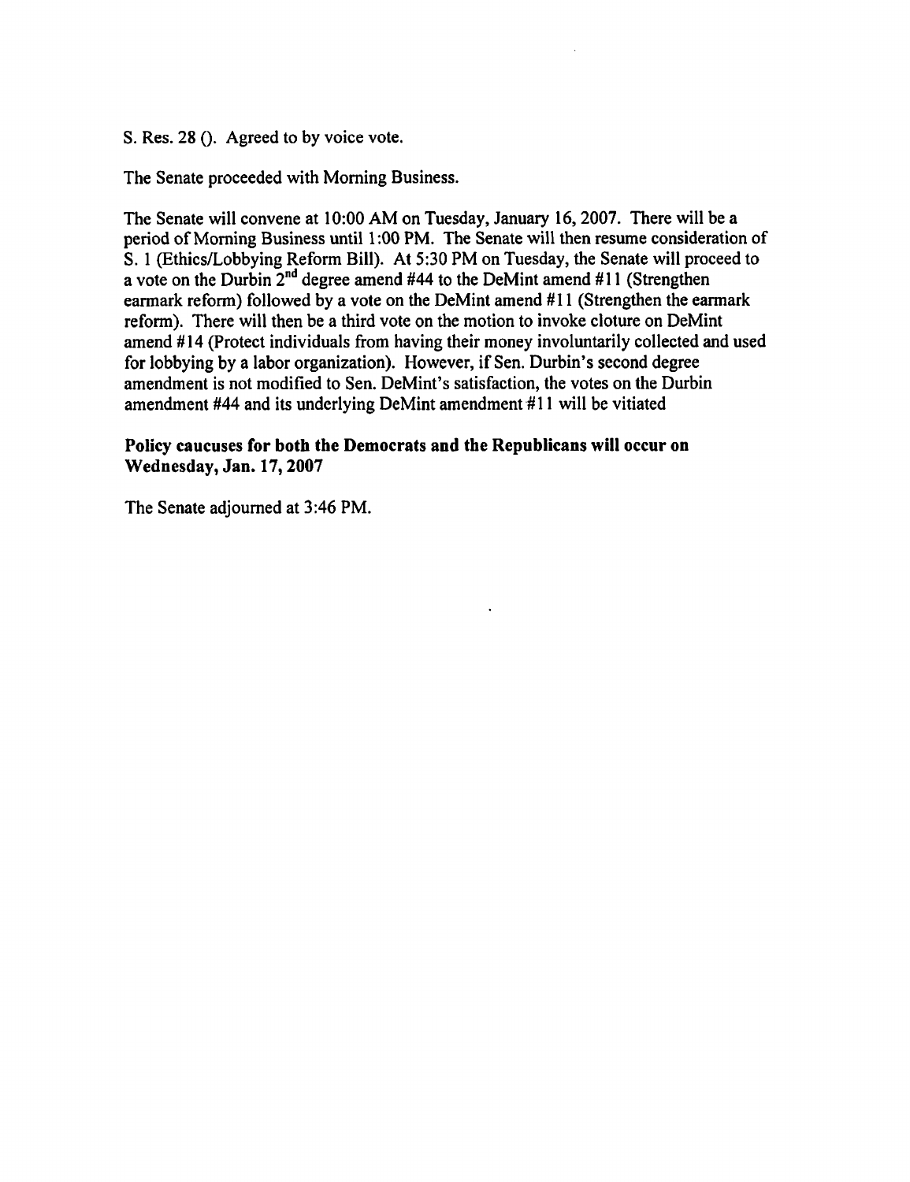S. Res. 28 (). Agreed to by voice vote.

The Senate proceeded with Morning Business.

The Senate will convene at 10:00 AM on Tuesday, January 16, 2007. There will be a period of Morning Business until 1:00 PM. The Senate will then resume consideration of S. 1 (Ethics/Lobbying Reform Bill). At 5:30 PM on Tuesday, the Senate will proceed to a vote on the Durbin 2nd degree amend #44 to the DeMint amend #11 (Strengthen earmark reform) followed by a vote on the DeMint amend #11 (Strengthen the earmark reform). There will then be a third vote on the motion to invoke cloture on DeMint amend #14 (Protect individuals from having their money involuntarily collected and used for lobbying by a labor organization). However, if Sen. Durbin's second degree amendment is not modified to Sen. DeMint's satisfaction, the votes on the Durbin amendment #44 and its underlying DeMint amendment #11 will be vitiated

**Policy caucuses for both the Democrats and the Republicans will occur on Wednesday, Jan. 17, 2007**

The Senate adjourned at 3:46 PM.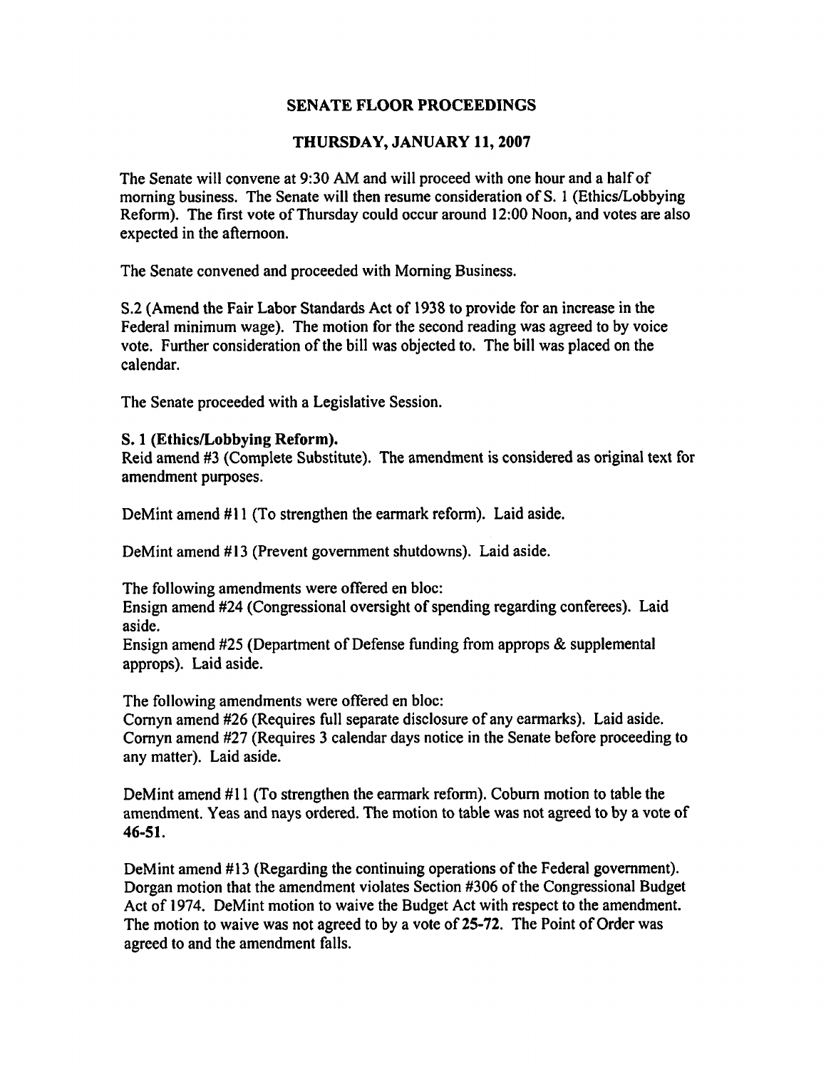## SENATE FLOOR PROCEEDINGS

## THURSDAY, JANUARY 11, 2007

The Senate will convene at 9:30 AM and will proceed with one hour and a half of morning business. The Senate will then resume consideration of S. 1 (Ethics/Lobbying Reform). The first vote of Thursday could occur around 12:00 Noon, and votes are also expected in the afternoon.

The Senate convened and proceeded with Morning Business.

S.2 (Amend the Fair Labor Standards Act of 1938 to provide for an increase in the Federal minimum wage). The motion for the second reading was agreed to by voice vote. Further consideration of the bill was objected to. The bill was placed on the calendar.

The Senate proceeded with a Legislative Session.

**S. 1 (Ethics/Lobbying Reform).**
Reid amend #3 (Complete Substitute). The amendment is considered as original text for amendment purposes.

DeMint amend #11 (To strengthen the earmark reform). Laid aside.

DeMint amend #13 (Prevent government shutdowns). Laid aside.

The following amendments were offered en bloc:
Ensign amend #24 (Congressional oversight of spending regarding conferees). Laid aside.
Ensign amend #25 (Department of Defense funding from approps & supplemental approps). Laid aside.

The following amendments were offered en bloc:
Cornyn amend #26 (Requires full separate disclosure of any earmarks). Laid aside.
Cornyn amend #27 (Requires 3 calendar days notice in the Senate before proceeding to any matter). Laid aside.

DeMint amend #11 (To strengthen the earmark reform). Coburn motion to table the amendment. Yeas and nays ordered. The motion to table was not agreed to by a vote of **46-51**.

DeMint amend #13 (Regarding the continuing operations of the Federal government). Dorgan motion that the amendment violates Section #306 of the Congressional Budget Act of 1974. DeMint motion to waive the Budget Act with respect to the amendment. The motion to waive was not agreed to by a vote of **25-72**. The Point of Order was agreed to and the amendment falls.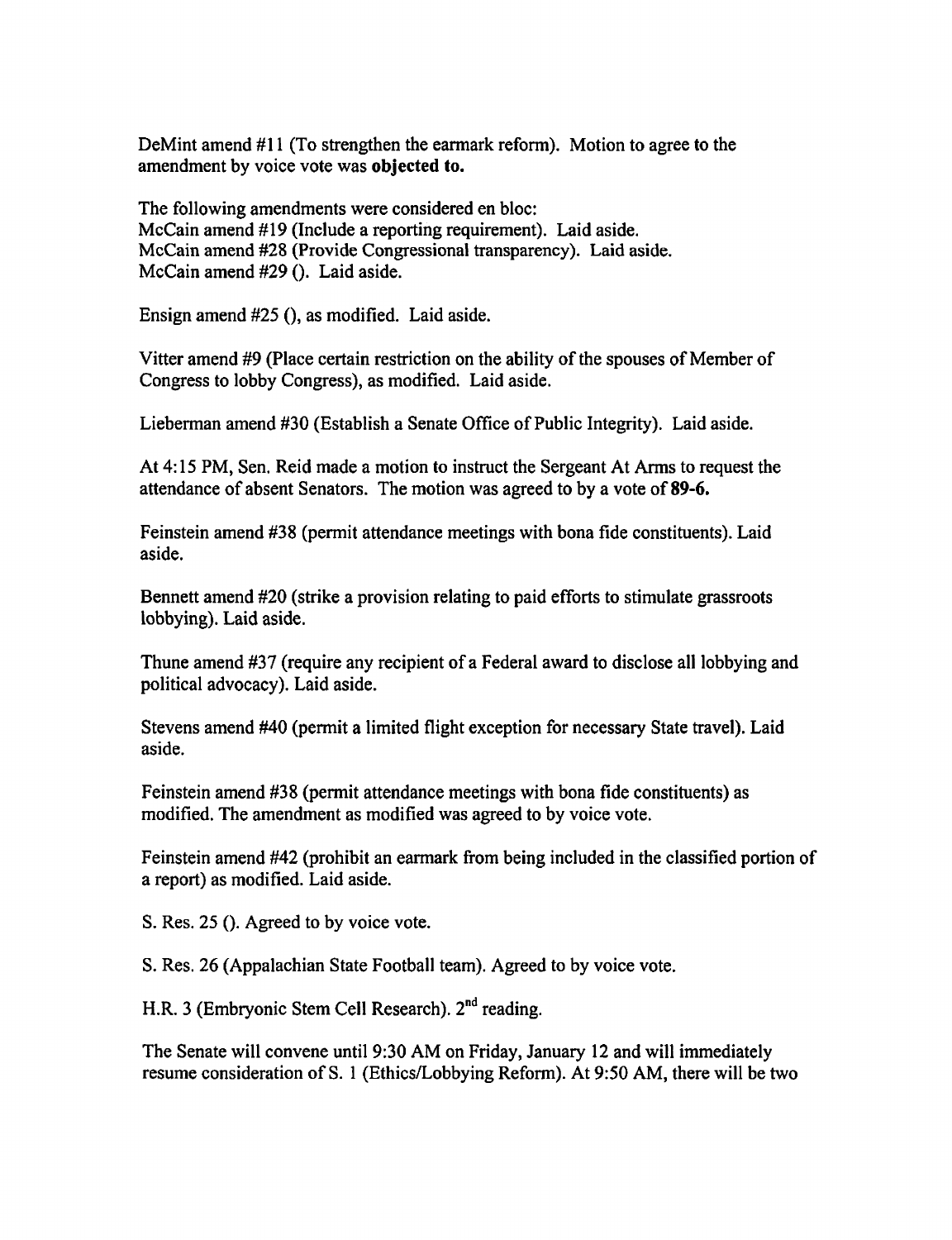DeMint amend #11 (To strengthen the earmark reform). Motion to agree to the amendment by voice vote was **objected to.**

The following amendments were considered en bloc:
McCain amend #19 (Include a reporting requirement). Laid aside.
McCain amend #28 (Provide Congressional transparency). Laid aside.
McCain amend #29 (). Laid aside.

Ensign amend #25 (), as modified. Laid aside.

Vitter amend #9 (Place certain restriction on the ability of the spouses of Member of Congress to lobby Congress), as modified. Laid aside.

Lieberman amend #30 (Establish a Senate Office of Public Integrity). Laid aside.

At 4:15 PM, Sen. Reid made a motion to instruct the Sergeant At Arms to request the attendance of absent Senators. The motion was agreed to by a vote of **89-6.**

Feinstein amend #38 (permit attendance meetings with bona fide constituents). Laid aside.

Bennett amend #20 (strike a provision relating to paid efforts to stimulate grassroots lobbying). Laid aside.

Thune amend #37 (require any recipient of a Federal award to disclose all lobbying and political advocacy). Laid aside.

Stevens amend #40 (permit a limited flight exception for necessary State travel). Laid aside.

Feinstein amend #38 (permit attendance meetings with bona fide constituents) as modified. The amendment as modified was agreed to by voice vote.

Feinstein amend #42 (prohibit an earmark from being included in the classified portion of a report) as modified. Laid aside.

S. Res. 25 (). Agreed to by voice vote.

S. Res. 26 (Appalachian State Football team). Agreed to by voice vote.

H.R. 3 (Embryonic Stem Cell Research). 2nd reading.

The Senate will convene until 9:30 AM on Friday, January 12 and will immediately resume consideration of S. 1 (Ethics/Lobbying Reform). At 9:50 AM, there will be two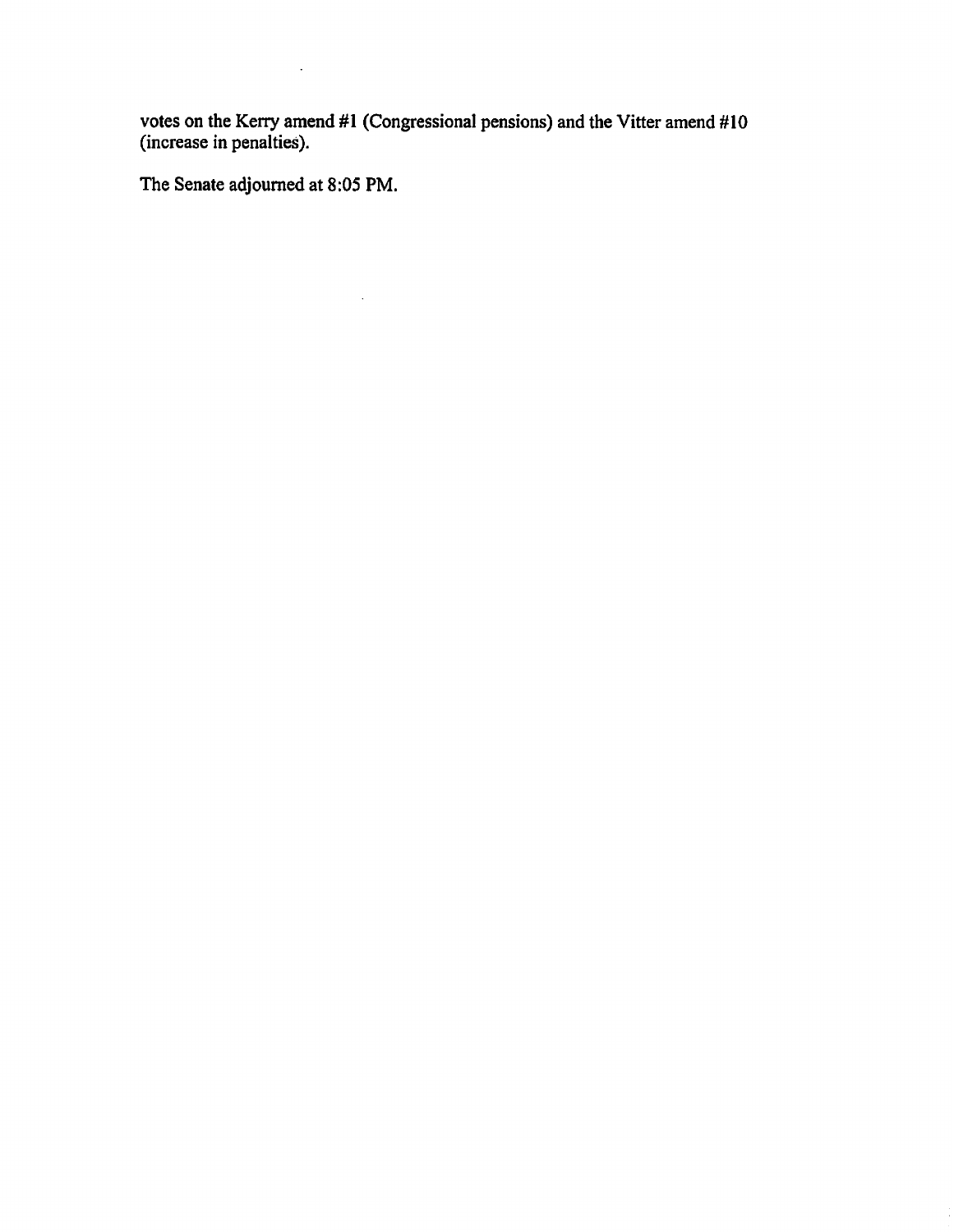votes on the Kerry amend #1 (Congressional pensions) and the Vitter amend #10 (increase in penalties).

The Senate adjourned at 8:05 PM.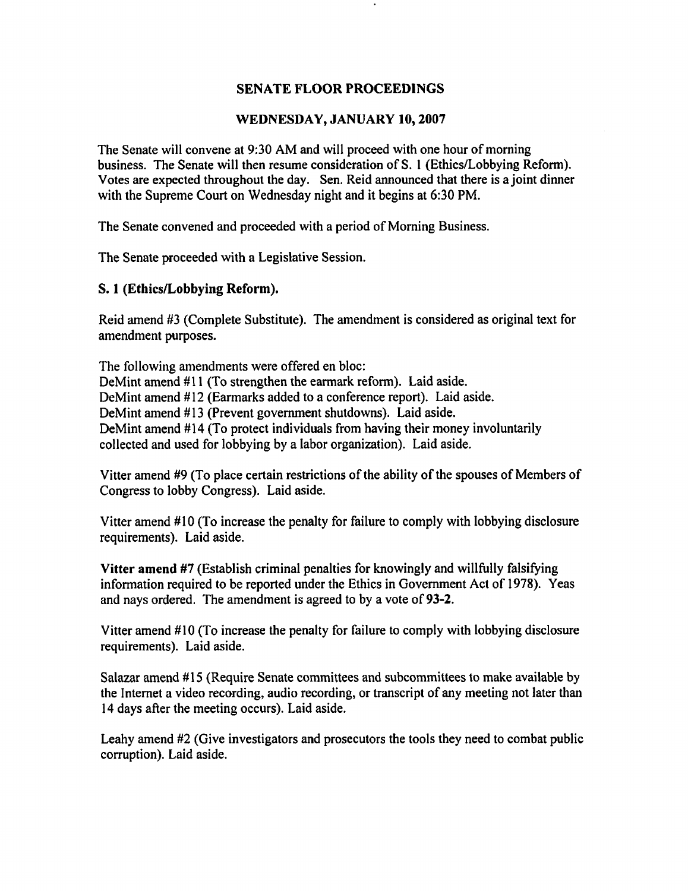## SENATE FLOOR PROCEEDINGS

### WEDNESDAY, JANUARY 10, 2007

The Senate will convene at 9:30 AM and will proceed with one hour of morning business. The Senate will then resume consideration of S. 1 (Ethics/Lobbying Reform). Votes are expected throughout the day. Sen. Reid announced that there is a joint dinner with the Supreme Court on Wednesday night and it begins at 6:30 PM.

The Senate convened and proceeded with a period of Morning Business.

The Senate proceeded with a Legislative Session.

**S. 1 (Ethics/Lobbying Reform).**

Reid amend #3 (Complete Substitute). The amendment is considered as original text for amendment purposes.

The following amendments were offered en bloc:
DeMint amend #11 (To strengthen the earmark reform). Laid aside.
DeMint amend #12 (Earmarks added to a conference report). Laid aside.
DeMint amend #13 (Prevent government shutdowns). Laid aside.
DeMint amend #14 (To protect individuals from having their money involuntarily collected and used for lobbying by a labor organization). Laid aside.

Vitter amend #9 (To place certain restrictions of the ability of the spouses of Members of Congress to lobby Congress). Laid aside.

Vitter amend #10 (To increase the penalty for failure to comply with lobbying disclosure requirements). Laid aside.

**Vitter amend #7** (Establish criminal penalties for knowingly and willfully falsifying information required to be reported under the Ethics in Government Act of 1978). Yeas and nays ordered. The amendment is agreed to by a vote of **93-2.**

Vitter amend #10 (To increase the penalty for failure to comply with lobbying disclosure requirements). Laid aside.

Salazar amend #15 (Require Senate committees and subcommittees to make available by the Internet a video recording, audio recording, or transcript of any meeting not later than 14 days after the meeting occurs). Laid aside.

Leahy amend #2 (Give investigators and prosecutors the tools they need to combat public corruption). Laid aside.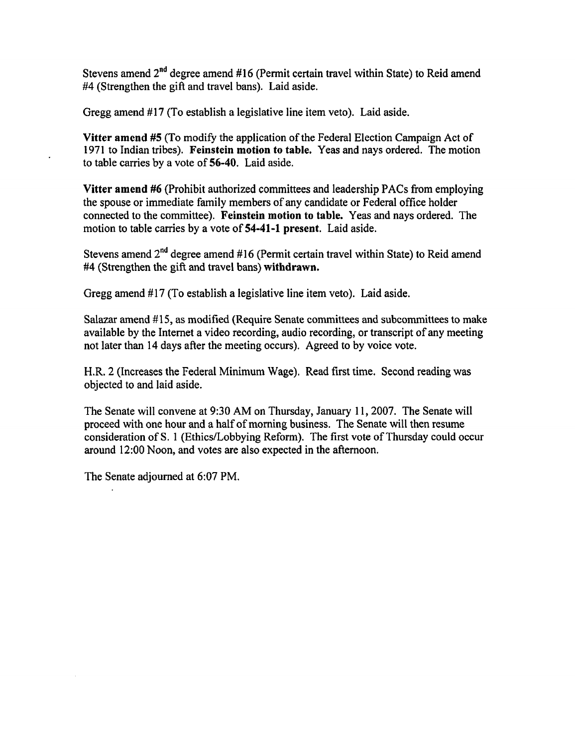Stevens amend 2nd degree amend #16 (Permit certain travel within State) to Reid amend #4 (Strengthen the gift and travel bans). Laid aside.

Gregg amend #17 (To establish a legislative line item veto). Laid aside.

**Vitter amend #5** (To modify the application of the Federal Election Campaign Act of 1971 to Indian tribes). **Feinstein motion to table.** Yeas and nays ordered. The motion to table carries by a vote of **56-40**. Laid aside.

**Vitter amend #6** (Prohibit authorized committees and leadership PACs from employing the spouse or immediate family members of any candidate or Federal office holder connected to the committee). **Feinstein motion to table.** Yeas and nays ordered. The motion to table carries by a vote of **54-41-1 present**. Laid aside.

Stevens amend 2nd degree amend #16 (Permit certain travel within State) to Reid amend #4 (Strengthen the gift and travel bans) **withdrawn.**

Gregg amend #17 (To establish a legislative line item veto). Laid aside.

Salazar amend #15, as modified (Require Senate committees and subcommittees to make available by the Internet a video recording, audio recording, or transcript of any meeting not later than 14 days after the meeting occurs). Agreed to by voice vote.

H.R. 2 (Increases the Federal Minimum Wage). Read first time. Second reading was objected to and laid aside.

The Senate will convene at 9:30 AM on Thursday, January 11, 2007. The Senate will proceed with one hour and a half of morning business. The Senate will then resume consideration of S. 1 (Ethics/Lobbying Reform). The first vote of Thursday could occur around 12:00 Noon, and votes are also expected in the afternoon.

The Senate adjourned at 6:07 PM.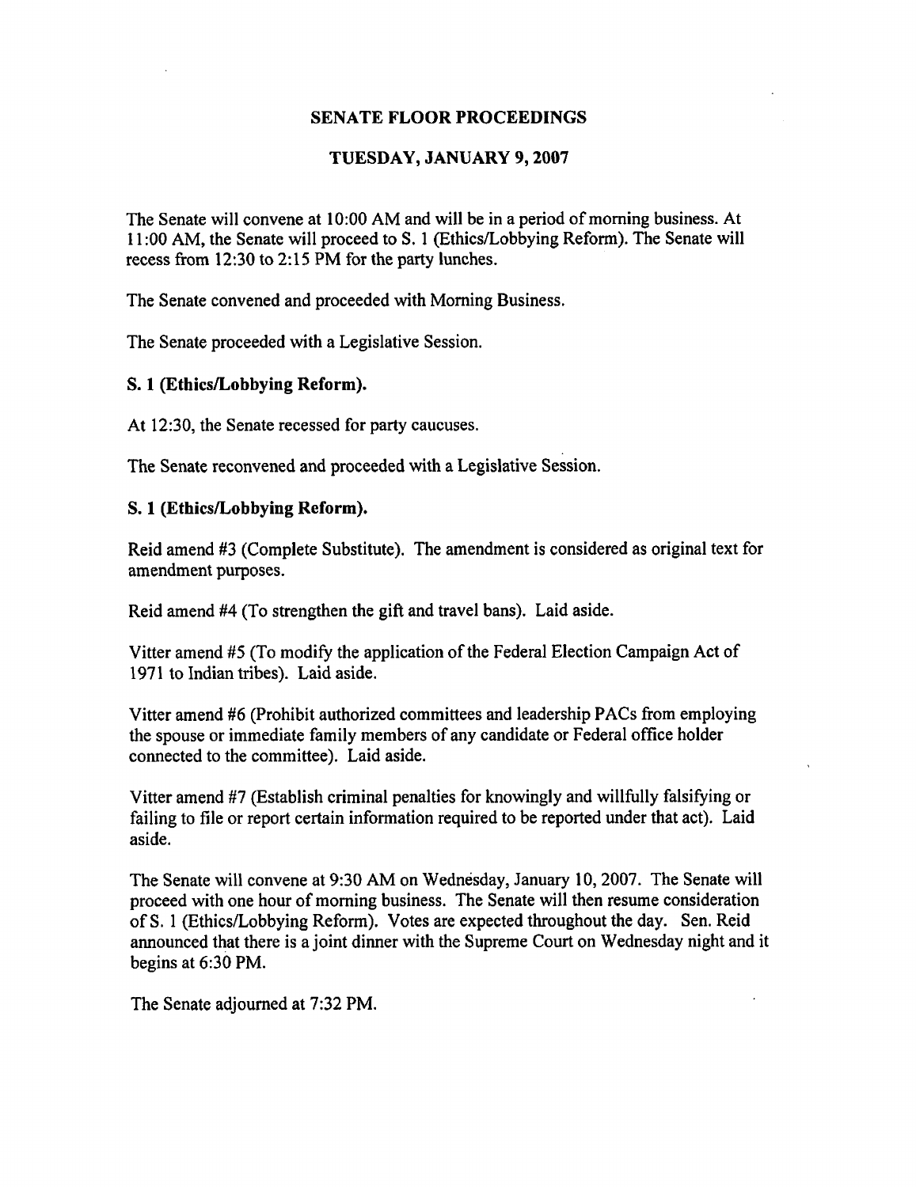## SENATE FLOOR PROCEEDINGS

## TUESDAY, JANUARY 9, 2007

The Senate will convene at 10:00 AM and will be in a period of morning business. At 11:00 AM, the Senate will proceed to S. 1 (Ethics/Lobbying Reform). The Senate will recess from 12:30 to 2:15 PM for the party lunches.

The Senate convened and proceeded with Morning Business.

The Senate proceeded with a Legislative Session.

**S. 1 (Ethics/Lobbying Reform).**

At 12:30, the Senate recessed for party caucuses.

The Senate reconvened and proceeded with a Legislative Session.

**S. 1 (Ethics/Lobbying Reform).**

Reid amend #3 (Complete Substitute). The amendment is considered as original text for amendment purposes.

Reid amend #4 (To strengthen the gift and travel bans). Laid aside.

Vitter amend #5 (To modify the application of the Federal Election Campaign Act of 1971 to Indian tribes). Laid aside.

Vitter amend #6 (Prohibit authorized committees and leadership PACs from employing the spouse or immediate family members of any candidate or Federal office holder connected to the committee). Laid aside.

Vitter amend #7 (Establish criminal penalties for knowingly and willfully falsifying or failing to file or report certain information required to be reported under that act). Laid aside.

The Senate will convene at 9:30 AM on Wednesday, January 10, 2007. The Senate will proceed with one hour of morning business. The Senate will then resume consideration of S. 1 (Ethics/Lobbying Reform). Votes are expected throughout the day. Sen. Reid announced that there is a joint dinner with the Supreme Court on Wednesday night and it begins at 6:30 PM.

The Senate adjourned at 7:32 PM.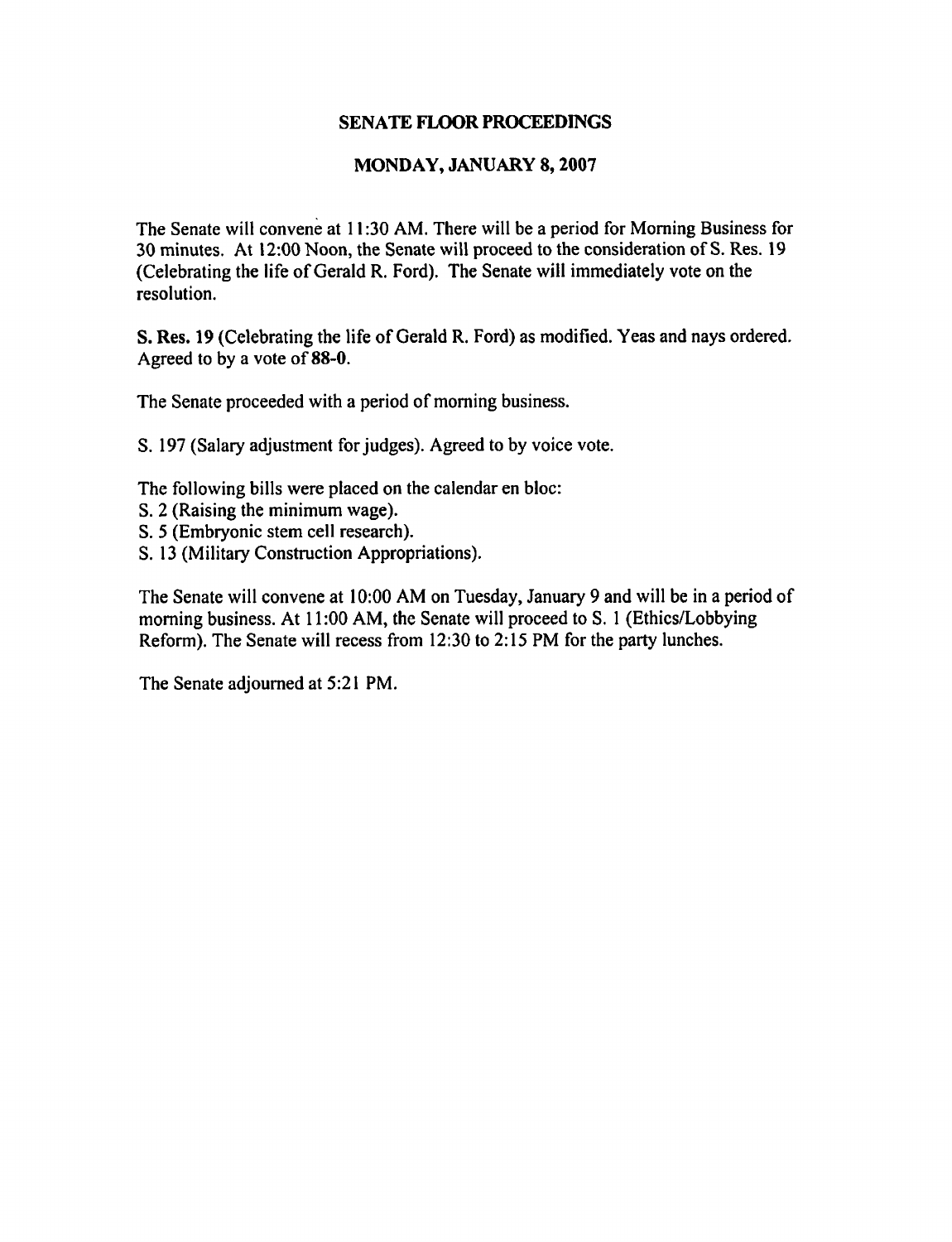## SENATE FLOOR PROCEEDINGS

## MONDAY, JANUARY 8, 2007

The Senate will convene at 11:30 AM. There will be a period for Morning Business for 30 minutes. At 12:00 Noon, the Senate will proceed to the consideration of S. Res. 19 (Celebrating the life of Gerald R. Ford). The Senate will immediately vote on the resolution.

**S. Res. 19** (Celebrating the life of Gerald R. Ford) as modified. Yeas and nays ordered. Agreed to by a vote of **88-0**.

The Senate proceeded with a period of morning business.

S. 197 (Salary adjustment for judges). Agreed to by voice vote.

The following bills were placed on the calendar en bloc:
S. 2 (Raising the minimum wage).
S. 5 (Embryonic stem cell research).
S. 13 (Military Construction Appropriations).

The Senate will convene at 10:00 AM on Tuesday, January 9 and will be in a period of morning business. At 11:00 AM, the Senate will proceed to S. 1 (Ethics/Lobbying Reform). The Senate will recess from 12:30 to 2:15 PM for the party lunches.

The Senate adjourned at 5:21 PM.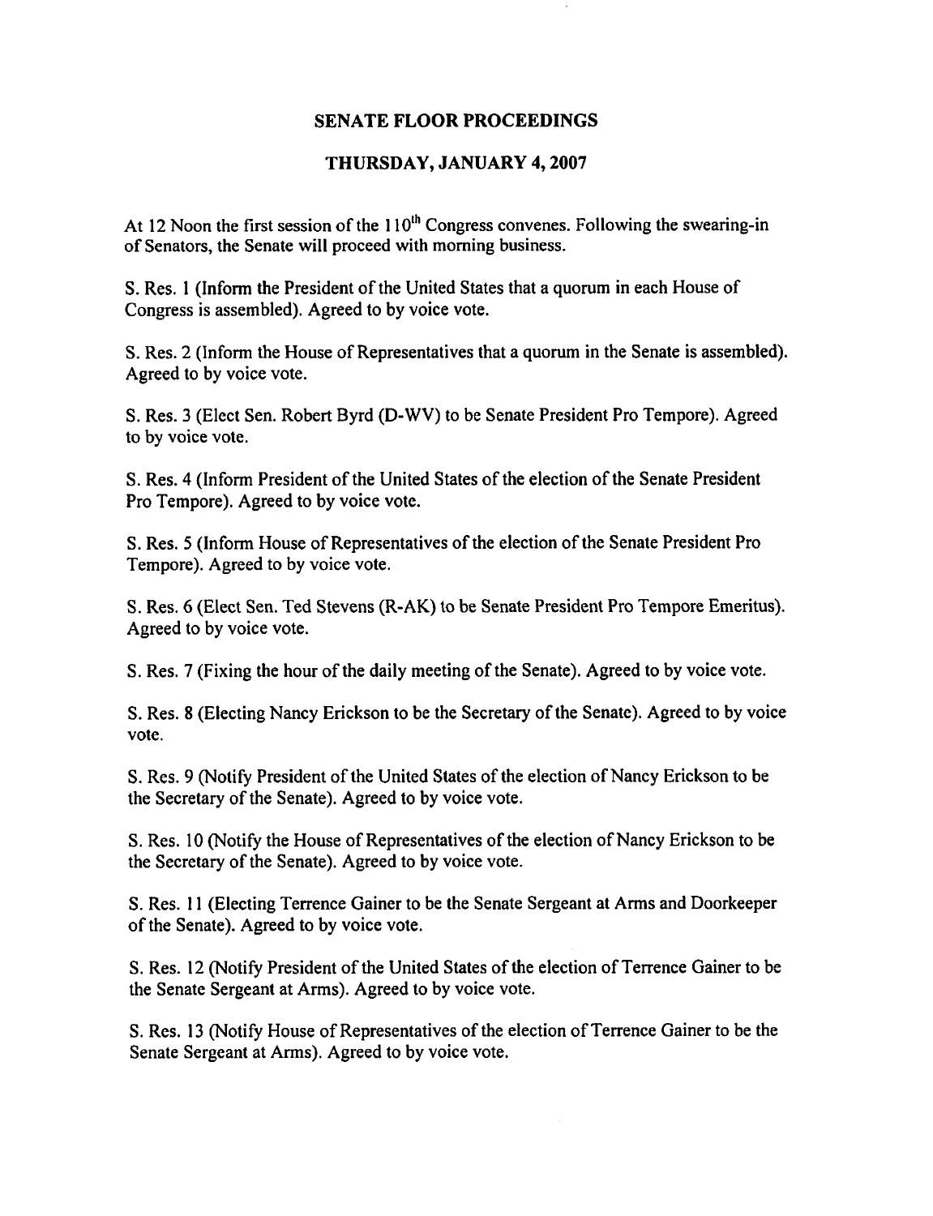## SENATE FLOOR PROCEEDINGS

## THURSDAY, JANUARY 4, 2007

At 12 Noon the first session of the 110th Congress convenes. Following the swearing-in of Senators, the Senate will proceed with morning business.

S. Res. 1 (Inform the President of the United States that a quorum in each House of Congress is assembled). Agreed to by voice vote.

S. Res. 2 (Inform the House of Representatives that a quorum in the Senate is assembled). Agreed to by voice vote.

S. Res. 3 (Elect Sen. Robert Byrd (D-WV) to be Senate President Pro Tempore). Agreed to by voice vote.

S. Res. 4 (Inform President of the United States of the election of the Senate President Pro Tempore). Agreed to by voice vote.

S. Res. 5 (Inform House of Representatives of the election of the Senate President Pro Tempore). Agreed to by voice vote.

S. Res. 6 (Elect Sen. Ted Stevens (R-AK) to be Senate President Pro Tempore Emeritus). Agreed to by voice vote.

S. Res. 7 (Fixing the hour of the daily meeting of the Senate). Agreed to by voice vote.

S. Res. 8 (Electing Nancy Erickson to be the Secretary of the Senate). Agreed to by voice vote.

S. Res. 9 (Notify President of the United States of the election of Nancy Erickson to be the Secretary of the Senate). Agreed to by voice vote.

S. Res. 10 (Notify the House of Representatives of the election of Nancy Erickson to be the Secretary of the Senate). Agreed to by voice vote.

S. Res. 11 (Electing Terrence Gainer to be the Senate Sergeant at Arms and Doorkeeper of the Senate). Agreed to by voice vote.

S. Res. 12 (Notify President of the United States of the election of Terrence Gainer to be the Senate Sergeant at Arms). Agreed to by voice vote.

S. Res. 13 (Notify House of Representatives of the election of Terrence Gainer to be the Senate Sergeant at Arms). Agreed to by voice vote.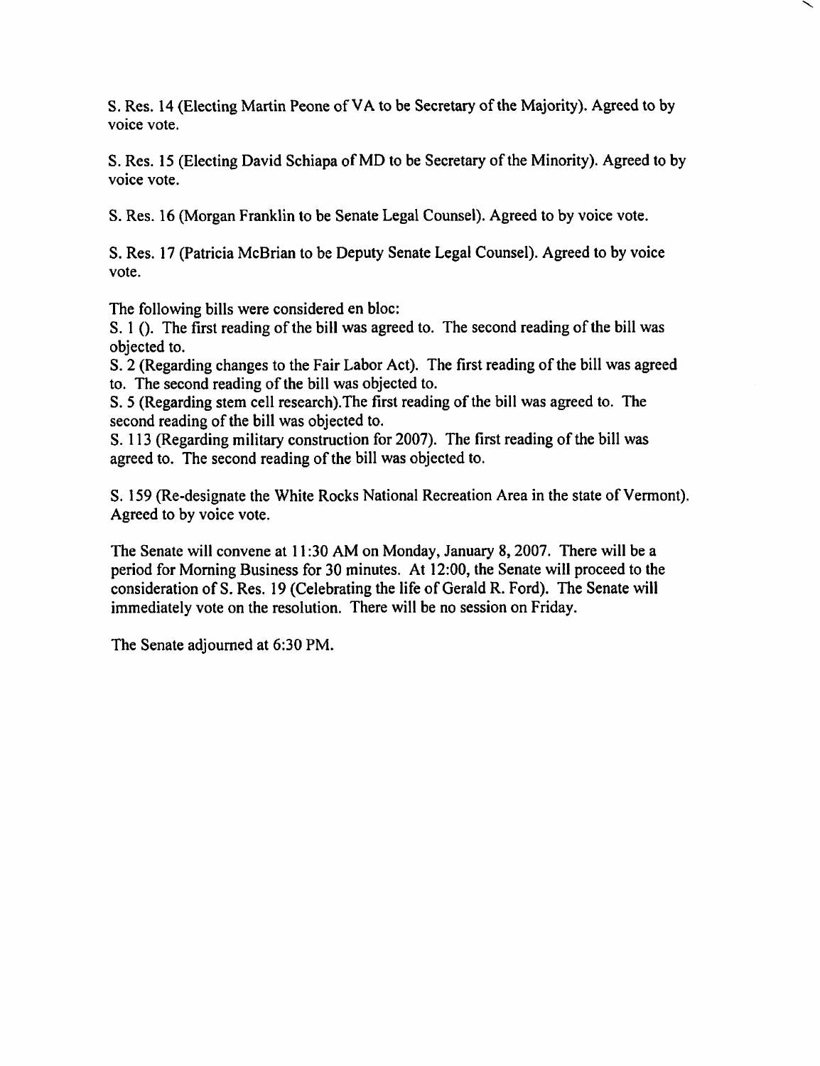S. Res. 14 (Electing Martin Peone of VA to be Secretary of the Majority). Agreed to by voice vote.

S. Res. 15 (Electing David Schiapa of MD to be Secretary of the Minority). Agreed to by voice vote.

S. Res. 16 (Morgan Franklin to be Senate Legal Counsel). Agreed to by voice vote.

S. Res. 17 (Patricia McBrian to be Deputy Senate Legal Counsel). Agreed to by voice vote.

The following bills were considered en bloc:
S. 1 (). The first reading of the bill was agreed to. The second reading of the bill was objected to.
S. 2 (Regarding changes to the Fair Labor Act). The first reading of the bill was agreed to. The second reading of the bill was objected to.
S. 5 (Regarding stem cell research).The first reading of the bill was agreed to. The second reading of the bill was objected to.
S. 113 (Regarding military construction for 2007). The first reading of the bill was agreed to. The second reading of the bill was objected to.

S. 159 (Re-designate the White Rocks National Recreation Area in the state of Vermont). Agreed to by voice vote.

The Senate will convene at 11:30 AM on Monday, January 8, 2007. There will be a period for Morning Business for 30 minutes. At 12:00, the Senate will proceed to the consideration of S. Res. 19 (Celebrating the life of Gerald R. Ford). The Senate will immediately vote on the resolution. There will be no session on Friday.

The Senate adjourned at 6:30 PM.